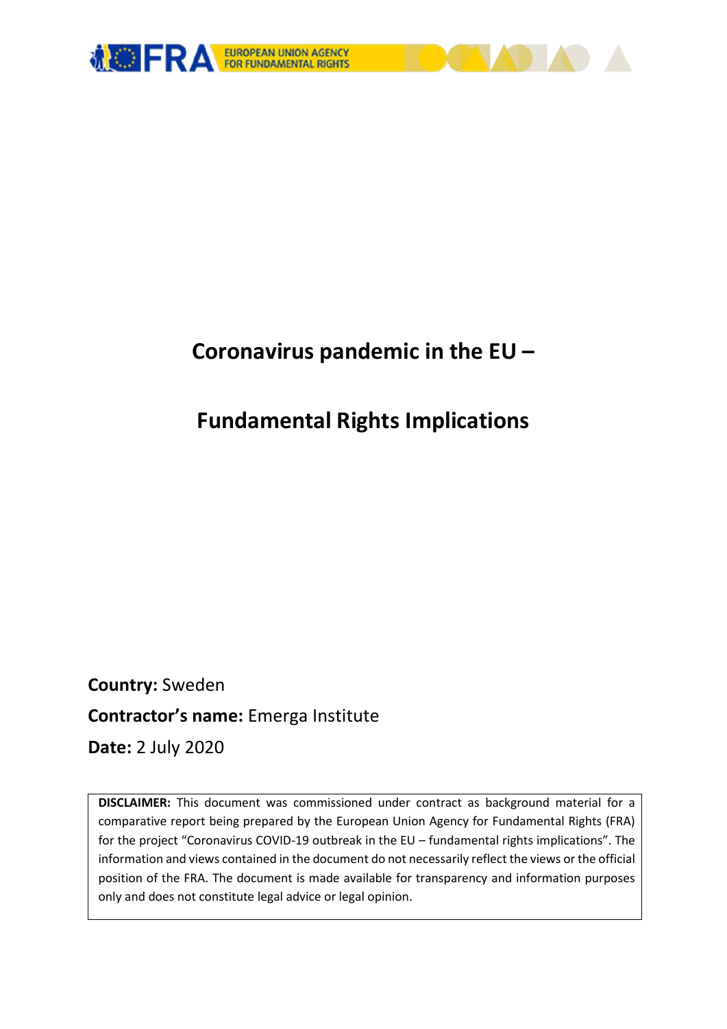EUROPEAN UNION AGENCY FOR FUNDAMENTAL RIGHTS

# Coronavirus pandemic in the EU –

# Fundamental Rights Implications

**Country:** Sweden

**Contractor's name:** Emerga Institute

**Date:** 2 July 2020

**DISCLAIMER:** This document was commissioned under contract as background material for a comparative report being prepared by the European Union Agency for Fundamental Rights (FRA) for the project "Coronavirus COVID-19 outbreak in the EU – fundamental rights implications". The information and views contained in the document do not necessarily reflect the views or the official position of the FRA. The document is made available for transparency and information purposes only and does not constitute legal advice or legal opinion.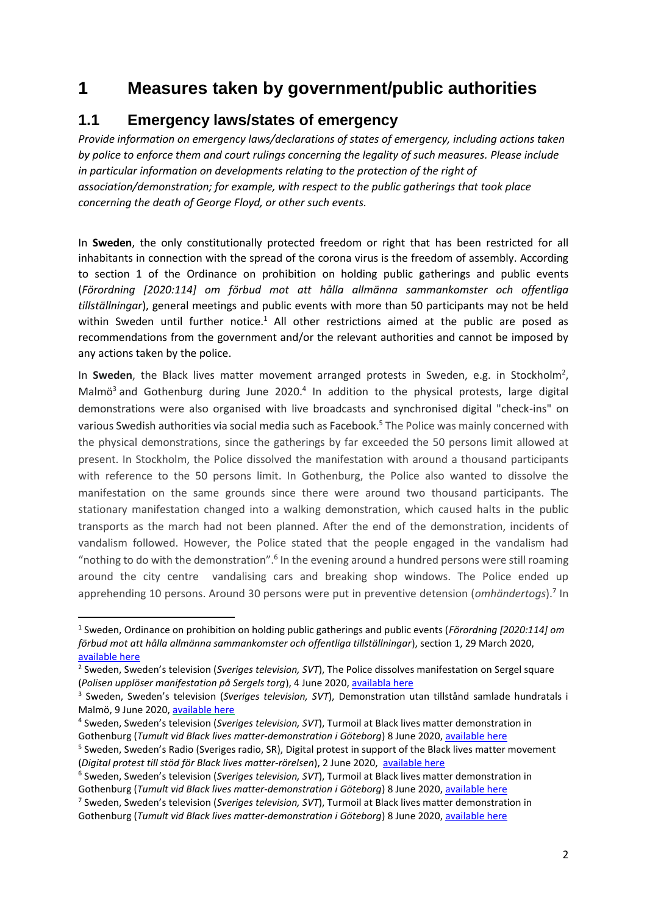# 1 Measures taken by government/public authorities

## 1.1 Emergency laws/states of emergency

*Provide information on emergency laws/declarations of states of emergency, including actions taken by police to enforce them and court rulings concerning the legality of such measures. Please include in particular information on developments relating to the protection of the right of association/demonstration; for example, with respect to the public gatherings that took place concerning the death of George Floyd, or other such events.*

In **Sweden**, the only constitutionally protected freedom or right that has been restricted for all inhabitants in connection with the spread of the corona virus is the freedom of assembly. According to section 1 of the Ordinance on prohibition on holding public gatherings and public events (*Förordning [2020:114] om förbud mot att hålla allmänna sammankomster och offentliga tillställningar*), general meetings and public events with more than 50 participants may not be held within Sweden until further notice.[1] All other restrictions aimed at the public are posed as recommendations from the government and/or the relevant authorities and cannot be imposed by any actions taken by the police.

In **Sweden**, the Black lives matter movement arranged protests in Sweden, e.g. in Stockholm[2], Malmö[3] and Gothenburg during June 2020.[4] In addition to the physical protests, large digital demonstrations were also organised with live broadcasts and synchronised digital "check-ins" on various Swedish authorities via social media such as Facebook.[5] The Police was mainly concerned with the physical demonstrations, since the gatherings by far exceeded the 50 persons limit allowed at present. In Stockholm, the Police dissolved the manifestation with around a thousand participants with reference to the 50 persons limit. In Gothenburg, the Police also wanted to dissolve the manifestation on the same grounds since there were around two thousand participants. The stationary manifestation changed into a walking demonstration, which caused halts in the public transports as the march had not been planned. After the end of the demonstration, incidents of vandalism followed. However, the Police stated that the people engaged in the vandalism had "nothing to do with the demonstration".[6] In the evening around a hundred persons were still roaming around the city centre vandalising cars and breaking shop windows. The Police ended up apprehending 10 persons. Around 30 persons were put in preventive detension (*omhändertogs*).[7] In

---

[1] Sweden, Ordinance on prohibition on holding public gatherings and public events (*Förordning [2020:114] om förbud mot att hålla allmänna sammankomster och offentliga tillställningar*), section 1, 29 March 2020, available here

[2] Sweden, Sweden's television (*Sveriges television, SVT*), The Police dissolves manifestation on Sergel square (*Polisen upplöser manifestation på Sergels torg*), 4 June 2020, availabla here

[3] Sweden, Sweden's television (*Sveriges television, SVT*), Demonstration utan tillstånd samlade hundratals i Malmö, 9 June 2020, available here

[4] Sweden, Sweden's television (*Sveriges television, SVT*), Turmoil at Black lives matter demonstration in Gothenburg (*Tumult vid Black lives matter-demonstration i Göteborg*) 8 June 2020, available here

[5] Sweden, Sweden's Radio (Sveriges radio, SR), Digital protest in support of the Black lives matter movement (*Digital protest till stöd för Black lives matter-rörelsen*), 2 June 2020, available here

[6] Sweden, Sweden's television (*Sveriges television, SVT*), Turmoil at Black lives matter demonstration in Gothenburg (*Tumult vid Black lives matter-demonstration i Göteborg*) 8 June 2020, available here

[7] Sweden, Sweden's television (*Sveriges television, SVT*), Turmoil at Black lives matter demonstration in Gothenburg (*Tumult vid Black lives matter-demonstration i Göteborg*) 8 June 2020, available here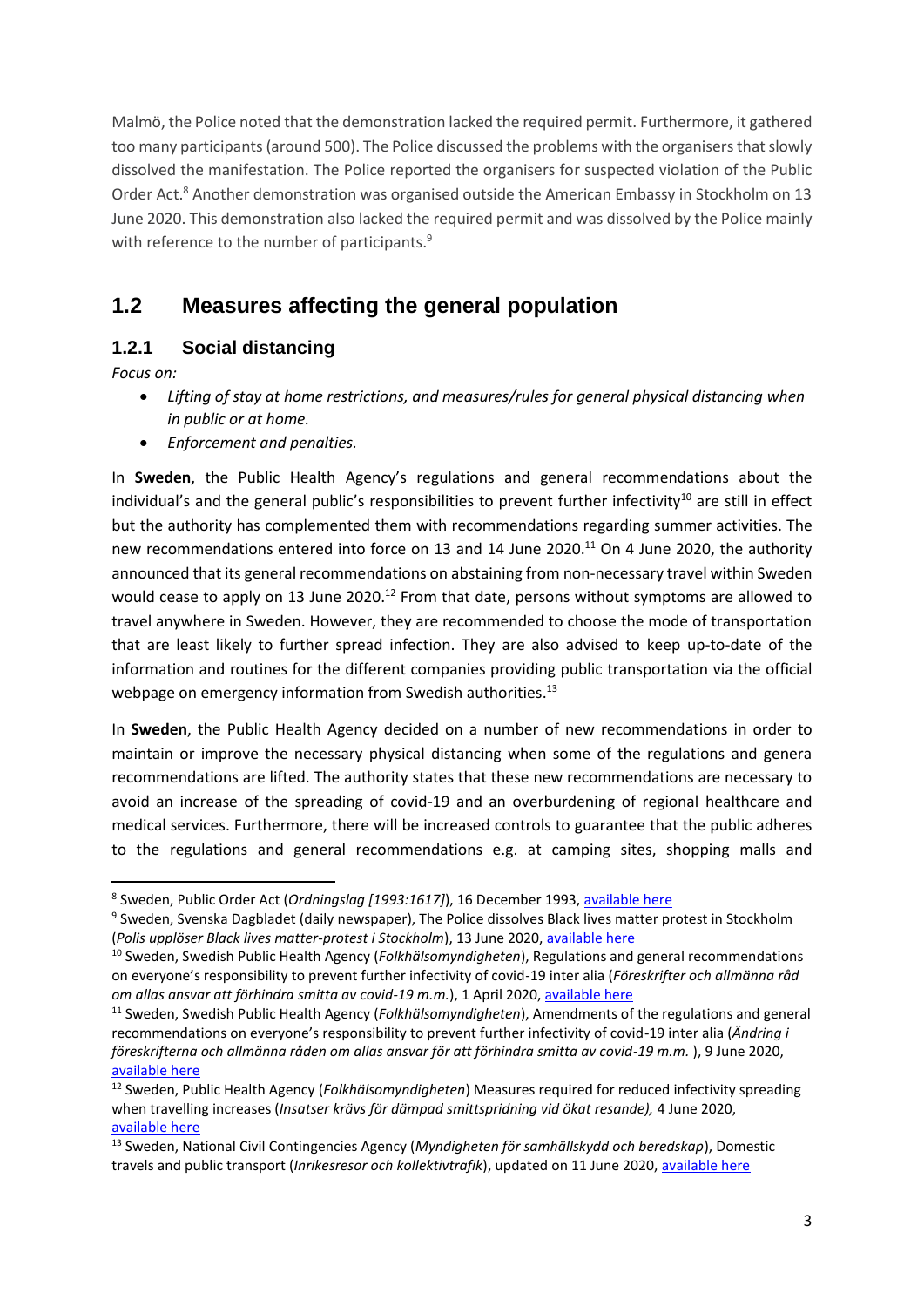Malmö, the Police noted that the demonstration lacked the required permit. Furthermore, it gathered too many participants (around 500). The Police discussed the problems with the organisers that slowly dissolved the manifestation. The Police reported the organisers for suspected violation of the Public Order Act.[8] Another demonstration was organised outside the American Embassy in Stockholm on 13 June 2020. This demonstration also lacked the required permit and was dissolved by the Police mainly with reference to the number of participants.[9]

## 1.2 Measures affecting the general population

### 1.2.1 Social distancing

*Focus on:*

- *Lifting of stay at home restrictions, and measures/rules for general physical distancing when in public or at home.*
- *Enforcement and penalties.*

In **Sweden**, the Public Health Agency's regulations and general recommendations about the individual's and the general public's responsibilities to prevent further infectivity[10] are still in effect but the authority has complemented them with recommendations regarding summer activities. The new recommendations entered into force on 13 and 14 June 2020.[11] On 4 June 2020, the authority announced that its general recommendations on abstaining from non-necessary travel within Sweden would cease to apply on 13 June 2020.[12] From that date, persons without symptoms are allowed to travel anywhere in Sweden. However, they are recommended to choose the mode of transportation that are least likely to further spread infection. They are also advised to keep up-to-date of the information and routines for the different companies providing public transportation via the official webpage on emergency information from Swedish authorities.[13]

In **Sweden**, the Public Health Agency decided on a number of new recommendations in order to maintain or improve the necessary physical distancing when some of the regulations and genera recommendations are lifted. The authority states that these new recommendations are necessary to avoid an increase of the spreading of covid-19 and an overburdening of regional healthcare and medical services. Furthermore, there will be increased controls to guarantee that the public adheres to the regulations and general recommendations e.g. at camping sites, shopping malls and

---

[8] Sweden, Public Order Act (*Ordningslag [1993:1617]*), 16 December 1993, available here

[9] Sweden, Svenska Dagbladet (daily newspaper), The Police dissolves Black lives matter protest in Stockholm (*Polis upplöser Black lives matter-protest i Stockholm*), 13 June 2020, available here

[10] Sweden, Swedish Public Health Agency (*Folkhälsomyndigheten*), Regulations and general recommendations on everyone's responsibility to prevent further infectivity of covid-19 inter alia (*Föreskrifter och allmänna råd om allas ansvar att förhindra smitta av covid-19 m.m.*), 1 April 2020, available here

[11] Sweden, Swedish Public Health Agency (*Folkhälsomyndigheten*), Amendments of the regulations and general recommendations on everyone's responsibility to prevent further infectivity of covid-19 inter alia (*Ändring i föreskrifterna och allmänna råden om allas ansvar för att förhindra smitta av covid-19 m.m.* ), 9 June 2020, available here

[12] Sweden, Public Health Agency (*Folkhälsomyndigheten*) Measures required for reduced infectivity spreading when travelling increases (*Insatser krävs för dämpad smittspridning vid ökat resande),* 4 June 2020, available here

[13] Sweden, National Civil Contingencies Agency (*Myndigheten för samhällskydd och beredskap*), Domestic travels and public transport (*Inrikesresor och kollektivtrafik*), updated on 11 June 2020, available here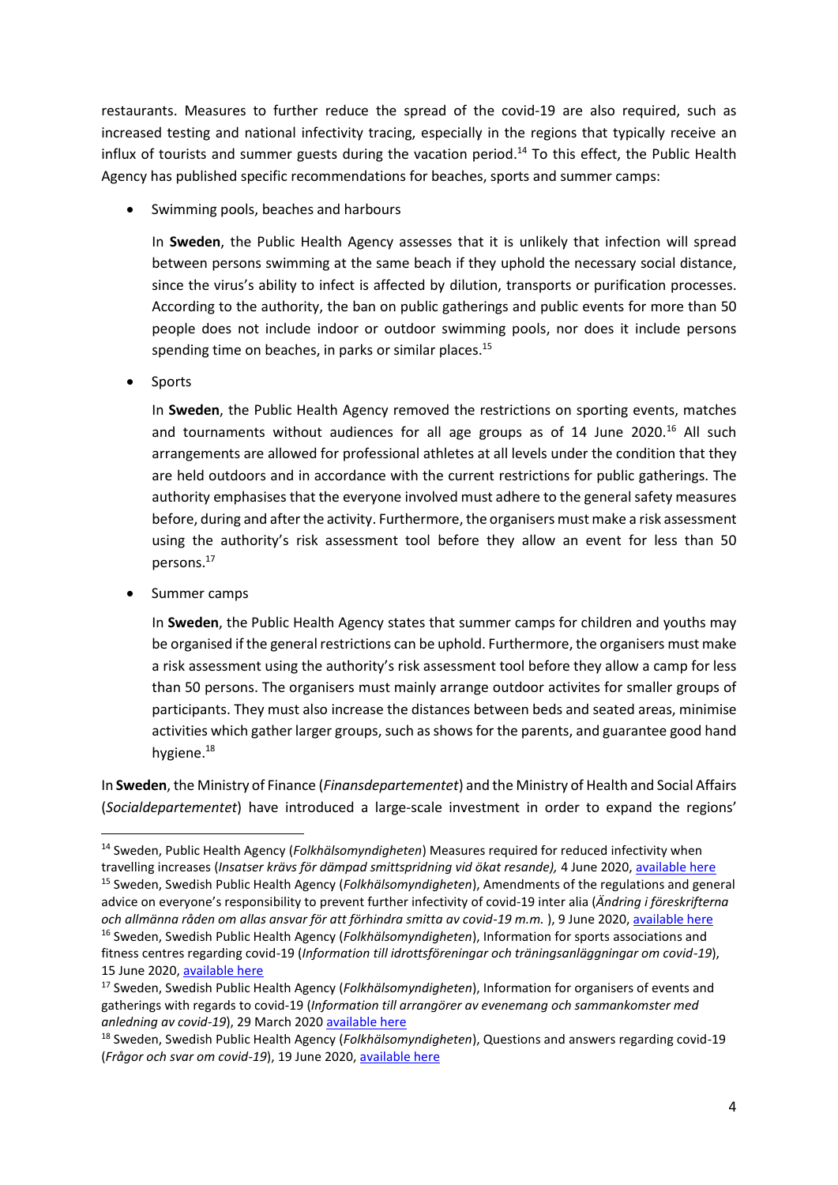restaurants. Measures to further reduce the spread of the covid-19 are also required, such as increased testing and national infectivity tracing, especially in the regions that typically receive an influx of tourists and summer guests during the vacation period.[14] To this effect, the Public Health Agency has published specific recommendations for beaches, sports and summer camps:

- Swimming pools, beaches and harbours

  In **Sweden**, the Public Health Agency assesses that it is unlikely that infection will spread between persons swimming at the same beach if they uphold the necessary social distance, since the virus's ability to infect is affected by dilution, transports or purification processes. According to the authority, the ban on public gatherings and public events for more than 50 people does not include indoor or outdoor swimming pools, nor does it include persons spending time on beaches, in parks or similar places.[15]

- Sports

  In **Sweden**, the Public Health Agency removed the restrictions on sporting events, matches and tournaments without audiences for all age groups as of 14 June 2020.[16] All such arrangements are allowed for professional athletes at all levels under the condition that they are held outdoors and in accordance with the current restrictions for public gatherings. The authority emphasises that the everyone involved must adhere to the general safety measures before, during and after the activity. Furthermore, the organisers must make a risk assessment using the authority's risk assessment tool before they allow an event for less than 50 persons.[17]

- Summer camps

  In **Sweden**, the Public Health Agency states that summer camps for children and youths may be organised if the general restrictions can be uphold. Furthermore, the organisers must make a risk assessment using the authority's risk assessment tool before they allow a camp for less than 50 persons. The organisers must mainly arrange outdoor activites for smaller groups of participants. They must also increase the distances between beds and seated areas, minimise activities which gather larger groups, such as shows for the parents, and guarantee good hand hygiene.[18]

In **Sweden**, the Ministry of Finance (*Finansdepartementet*) and the Ministry of Health and Social Affairs (*Socialdepartementet*) have introduced a large-scale investment in order to expand the regions'

---

[14] Sweden, Public Health Agency (*Folkhälsomyndigheten*) Measures required for reduced infectivity when travelling increases (*Insatser krävs för dämpad smittspridning vid ökat resande),* 4 June 2020, available here

[15] Sweden, Swedish Public Health Agency (*Folkhälsomyndigheten*), Amendments of the regulations and general advice on everyone's responsibility to prevent further infectivity of covid-19 inter alia (*Ändring i föreskrifterna och allmänna råden om allas ansvar för att förhindra smitta av covid-19 m.m.* ), 9 June 2020, available here

[16] Sweden, Swedish Public Health Agency (*Folkhälsomyndigheten*), Information for sports associations and fitness centres regarding covid-19 (*Information till idrottsföreningar och träningsanläggningar om covid-19*), 15 June 2020, available here

[17] Sweden, Swedish Public Health Agency (*Folkhälsomyndigheten*), Information for organisers of events and gatherings with regards to covid-19 (*Information till arrangörer av evenemang och sammankomster med anledning av covid-19*), 29 March 2020 available here

[18] Sweden, Swedish Public Health Agency (*Folkhälsomyndigheten*), Questions and answers regarding covid-19 (*Frågor och svar om covid-19*), 19 June 2020, available here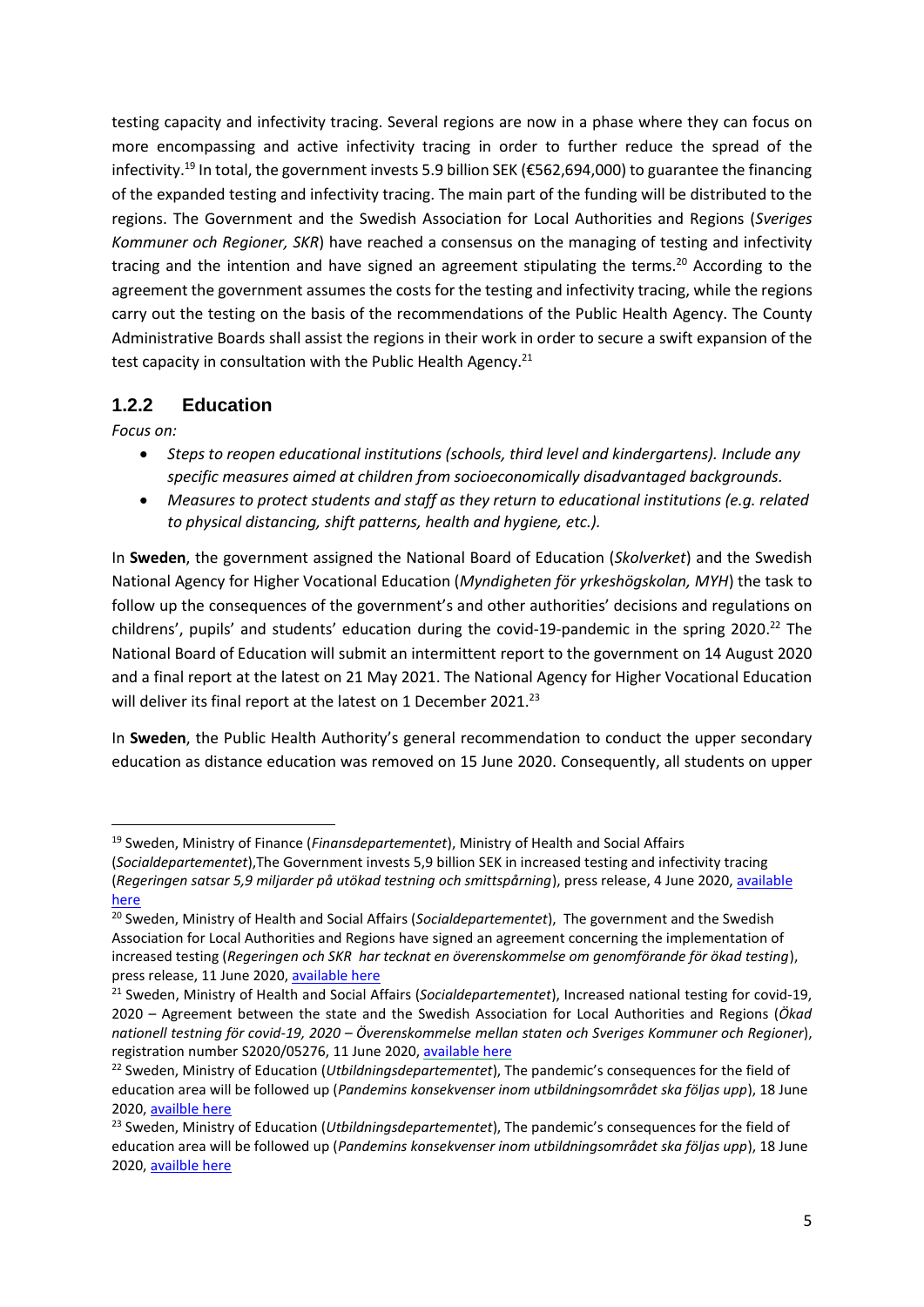testing capacity and infectivity tracing. Several regions are now in a phase where they can focus on more encompassing and active infectivity tracing in order to further reduce the spread of the infectivity.[19] In total, the government invests 5.9 billion SEK (€562,694,000) to guarantee the financing of the expanded testing and infectivity tracing. The main part of the funding will be distributed to the regions. The Government and the Swedish Association for Local Authorities and Regions (*Sveriges Kommuner och Regioner, SKR*) have reached a consensus on the managing of testing and infectivity tracing and the intention and have signed an agreement stipulating the terms.[20] According to the agreement the government assumes the costs for the testing and infectivity tracing, while the regions carry out the testing on the basis of the recommendations of the Public Health Agency. The County Administrative Boards shall assist the regions in their work in order to secure a swift expansion of the test capacity in consultation with the Public Health Agency.[21]

### 1.2.2 Education

*Focus on:*

- *Steps to reopen educational institutions (schools, third level and kindergartens). Include any specific measures aimed at children from socioeconomically disadvantaged backgrounds.*
- *Measures to protect students and staff as they return to educational institutions (e.g. related to physical distancing, shift patterns, health and hygiene, etc.).*

In **Sweden**, the government assigned the National Board of Education (*Skolverket*) and the Swedish National Agency for Higher Vocational Education (*Myndigheten för yrkeshögskolan, MYH*) the task to follow up the consequences of the government's and other authorities' decisions and regulations on childrens', pupils' and students' education during the covid-19-pandemic in the spring 2020.[22] The National Board of Education will submit an intermittent report to the government on 14 August 2020 and a final report at the latest on 21 May 2021. The National Agency for Higher Vocational Education will deliver its final report at the latest on 1 December 2021.[23]

In **Sweden**, the Public Health Authority's general recommendation to conduct the upper secondary education as distance education was removed on 15 June 2020. Consequently, all students on upper

---

[19] Sweden, Ministry of Finance (*Finansdepartementet*), Ministry of Health and Social Affairs (*Socialdepartementet*),The Government invests 5,9 billion SEK in increased testing and infectivity tracing (*Regeringen satsar 5,9 miljarder på utökad testning och smittspårning*), press release, 4 June 2020, available here

[20] Sweden, Ministry of Health and Social Affairs (*Socialdepartementet*), The government and the Swedish Association for Local Authorities and Regions have signed an agreement concerning the implementation of increased testing (*Regeringen och SKR har tecknat en överenskommelse om genomförande för ökad testing*), press release, 11 June 2020, available here

[21] Sweden, Ministry of Health and Social Affairs (*Socialdepartementet*), Increased national testing for covid-19, 2020 – Agreement between the state and the Swedish Association for Local Authorities and Regions (*Ökad nationell testning för covid-19, 2020 – Överenskommelse mellan staten och Sveriges Kommuner och Regioner*), registration number S2020/05276, 11 June 2020, available here

[22] Sweden, Ministry of Education (*Utbildningsdepartementet*), The pandemic's consequences for the field of education area will be followed up (*Pandemins konsekvenser inom utbildningsområdet ska följas upp*), 18 June 2020, availble here

[23] Sweden, Ministry of Education (*Utbildningsdepartementet*), The pandemic's consequences for the field of education area will be followed up (*Pandemins konsekvenser inom utbildningsområdet ska följas upp*), 18 June 2020, availble here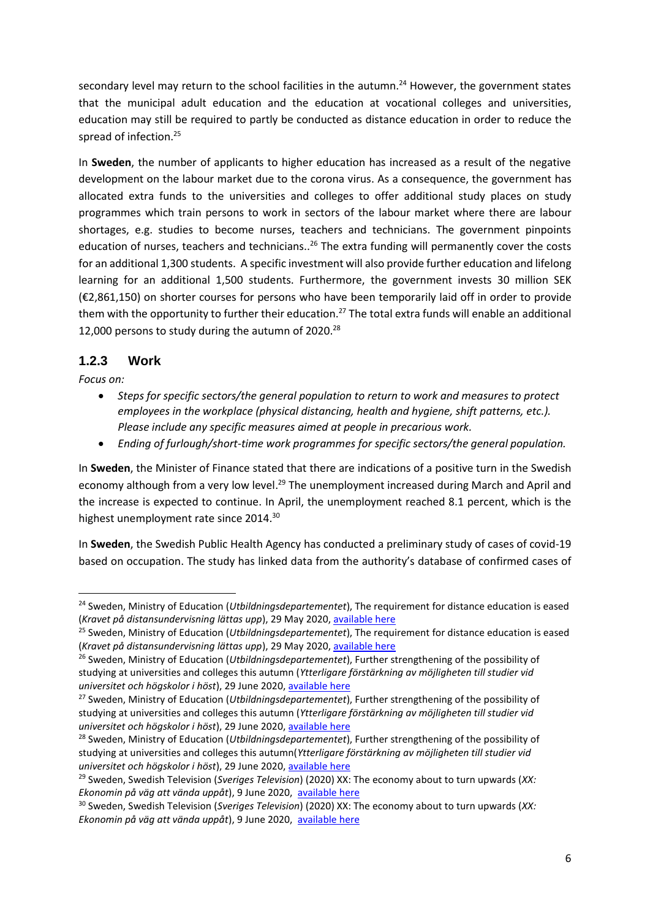secondary level may return to the school facilities in the autumn.[24] However, the government states that the municipal adult education and the education at vocational colleges and universities, education may still be required to partly be conducted as distance education in order to reduce the spread of infection.[25]

In **Sweden**, the number of applicants to higher education has increased as a result of the negative development on the labour market due to the corona virus. As a consequence, the government has allocated extra funds to the universities and colleges to offer additional study places on study programmes which train persons to work in sectors of the labour market where there are labour shortages, e.g. studies to become nurses, teachers and technicians. The government pinpoints education of nurses, teachers and technicians..[26] The extra funding will permanently cover the costs for an additional 1,300 students. A specific investment will also provide further education and lifelong learning for an additional 1,500 students. Furthermore, the government invests 30 million SEK (€2,861,150) on shorter courses for persons who have been temporarily laid off in order to provide them with the opportunity to further their education.[27] The total extra funds will enable an additional 12,000 persons to study during the autumn of 2020.[28]

### 1.2.3 Work

*Focus on:*

- *Steps for specific sectors/the general population to return to work and measures to protect employees in the workplace (physical distancing, health and hygiene, shift patterns, etc.). Please include any specific measures aimed at people in precarious work.*
- *Ending of furlough/short-time work programmes for specific sectors/the general population.*

In **Sweden**, the Minister of Finance stated that there are indications of a positive turn in the Swedish economy although from a very low level.[29] The unemployment increased during March and April and the increase is expected to continue. In April, the unemployment reached 8.1 percent, which is the highest unemployment rate since 2014.[30]

In **Sweden**, the Swedish Public Health Agency has conducted a preliminary study of cases of covid-19 based on occupation. The study has linked data from the authority's database of confirmed cases of

---

[24] Sweden, Ministry of Education (*Utbildningsdepartementet*), The requirement for distance education is eased (*Kravet på distansundervisning lättas upp*), 29 May 2020, available here

[25] Sweden, Ministry of Education (*Utbildningsdepartementet*), The requirement for distance education is eased (*Kravet på distansundervisning lättas upp*), 29 May 2020, available here

[26] Sweden, Ministry of Education (*Utbildningsdepartementet*), Further strengthening of the possibility of studying at universities and colleges this autumn (*Ytterligare förstärkning av möjligheten till studier vid universitet och högskolor i höst*), 29 June 2020, available here

[27] Sweden, Ministry of Education (*Utbildningsdepartementet*), Further strengthening of the possibility of studying at universities and colleges this autumn (*Ytterligare förstärkning av möjligheten till studier vid universitet och högskolor i höst*), 29 June 2020, available here

[28] Sweden, Ministry of Education (*Utbildningsdepartementet*), Further strengthening of the possibility of studying at universities and colleges this autumn(*Ytterligare förstärkning av möjligheten till studier vid universitet och högskolor i höst*), 29 June 2020, available here

[29] Sweden, Swedish Television (*Sveriges Television*) (2020) XX: The economy about to turn upwards (*XX: Ekonomin på väg att vända uppåt*), 9 June 2020, available here

[30] Sweden, Swedish Television (*Sveriges Television*) (2020) XX: The economy about to turn upwards (*XX: Ekonomin på väg att vända uppåt*), 9 June 2020, available here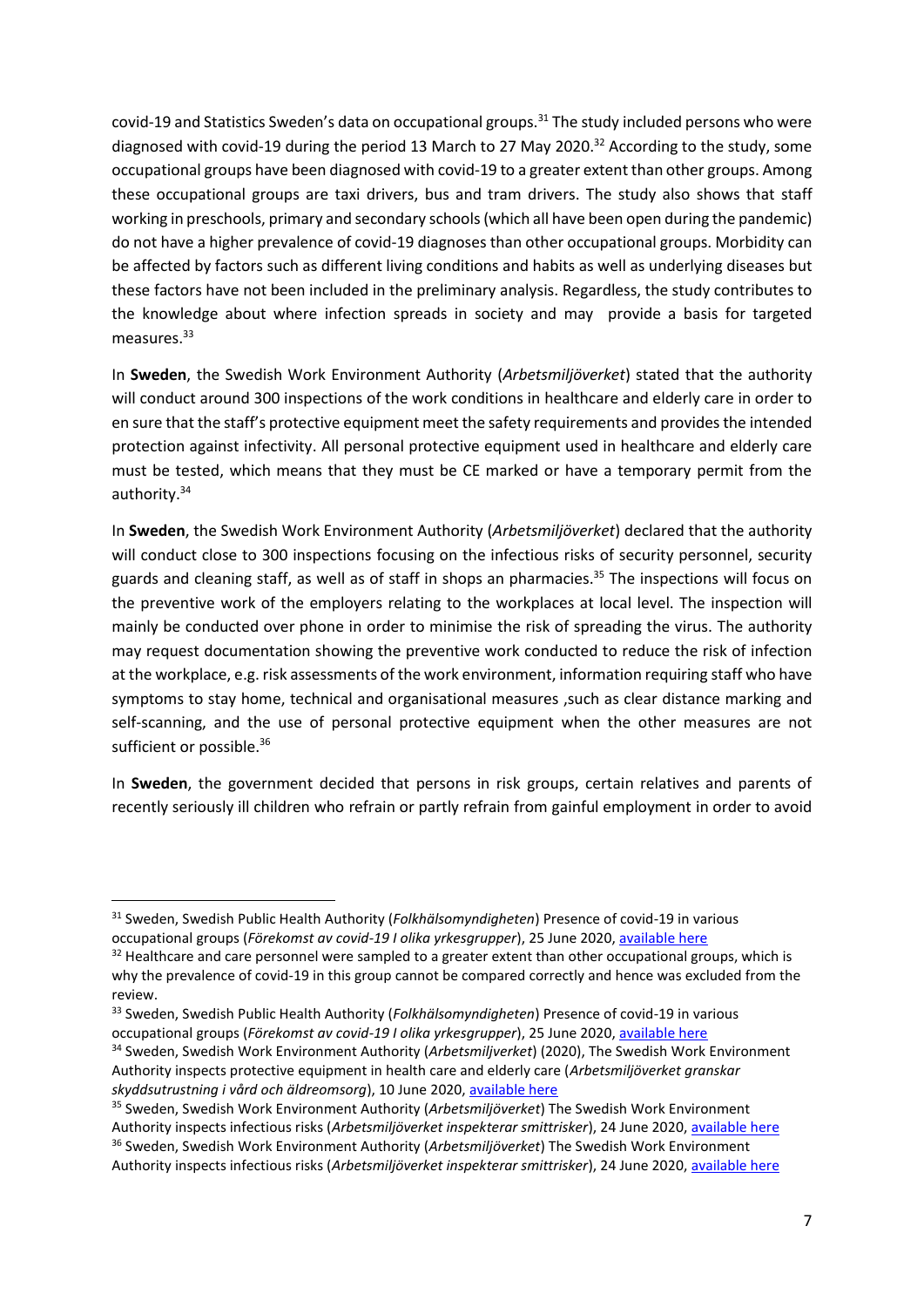covid-19 and Statistics Sweden's data on occupational groups.[31] The study included persons who were diagnosed with covid-19 during the period 13 March to 27 May 2020.[32] According to the study, some occupational groups have been diagnosed with covid-19 to a greater extent than other groups. Among these occupational groups are taxi drivers, bus and tram drivers. The study also shows that staff working in preschools, primary and secondary schools (which all have been open during the pandemic) do not have a higher prevalence of covid-19 diagnoses than other occupational groups. Morbidity can be affected by factors such as different living conditions and habits as well as underlying diseases but these factors have not been included in the preliminary analysis. Regardless, the study contributes to the knowledge about where infection spreads in society and may provide a basis for targeted measures.[33]

In **Sweden**, the Swedish Work Environment Authority (*Arbetsmiljöverket*) stated that the authority will conduct around 300 inspections of the work conditions in healthcare and elderly care in order to en sure that the staff's protective equipment meet the safety requirements and provides the intended protection against infectivity. All personal protective equipment used in healthcare and elderly care must be tested, which means that they must be CE marked or have a temporary permit from the authority.[34]

In **Sweden**, the Swedish Work Environment Authority (*Arbetsmiljöverket*) declared that the authority will conduct close to 300 inspections focusing on the infectious risks of security personnel, security guards and cleaning staff, as well as of staff in shops an pharmacies.[35] The inspections will focus on the preventive work of the employers relating to the workplaces at local level. The inspection will mainly be conducted over phone in order to minimise the risk of spreading the virus. The authority may request documentation showing the preventive work conducted to reduce the risk of infection at the workplace, e.g. risk assessments of the work environment, information requiring staff who have symptoms to stay home, technical and organisational measures ,such as clear distance marking and self-scanning, and the use of personal protective equipment when the other measures are not sufficient or possible.[36]

In **Sweden**, the government decided that persons in risk groups, certain relatives and parents of recently seriously ill children who refrain or partly refrain from gainful employment in order to avoid

---

[31] Sweden, Swedish Public Health Authority (*Folkhälsomyndigheten*) Presence of covid-19 in various occupational groups (*Förekomst av covid-19 I olika yrkesgrupper*), 25 June 2020, available here

[32] Healthcare and care personnel were sampled to a greater extent than other occupational groups, which is why the prevalence of covid-19 in this group cannot be compared correctly and hence was excluded from the review.

[33] Sweden, Swedish Public Health Authority (*Folkhälsomyndigheten*) Presence of covid-19 in various occupational groups (*Förekomst av covid-19 I olika yrkesgrupper*), 25 June 2020, available here

[34] Sweden, Swedish Work Environment Authority (*Arbetsmiljverket*) (2020), The Swedish Work Environment Authority inspects protective equipment in health care and elderly care (*Arbetsmiljöverket granskar skyddsutrustning i vård och äldreomsorg*), 10 June 2020, available here

[35] Sweden, Swedish Work Environment Authority (*Arbetsmiljöverket*) The Swedish Work Environment Authority inspects infectious risks (*Arbetsmiljöverket inspekterar smittrisker*), 24 June 2020, available here

[36] Sweden, Swedish Work Environment Authority (*Arbetsmiljöverket*) The Swedish Work Environment Authority inspects infectious risks (*Arbetsmiljöverket inspekterar smittrisker*), 24 June 2020, available here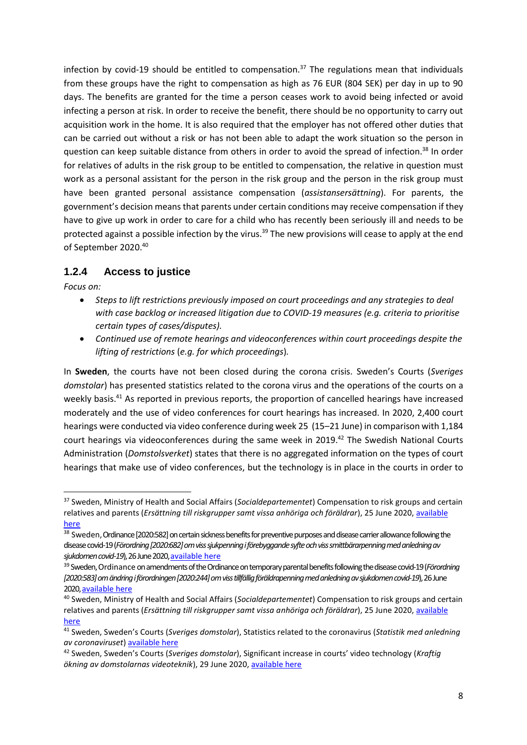infection by covid-19 should be entitled to compensation.[37] The regulations mean that individuals from these groups have the right to compensation as high as 76 EUR (804 SEK) per day in up to 90 days. The benefits are granted for the time a person ceases work to avoid being infected or avoid infecting a person at risk. In order to receive the benefit, there should be no opportunity to carry out acquisition work in the home. It is also required that the employer has not offered other duties that can be carried out without a risk or has not been able to adapt the work situation so the person in question can keep suitable distance from others in order to avoid the spread of infection.[38] In order for relatives of adults in the risk group to be entitled to compensation, the relative in question must work as a personal assistant for the person in the risk group and the person in the risk group must have been granted personal assistance compensation (*assistansersättning*). For parents, the government's decision means that parents under certain conditions may receive compensation if they have to give up work in order to care for a child who has recently been seriously ill and needs to be protected against a possible infection by the virus.[39] The new provisions will cease to apply at the end of September 2020.[40]

### 1.2.4 Access to justice

*Focus on:*

- *Steps to lift restrictions previously imposed on court proceedings and any strategies to deal with case backlog or increased litigation due to COVID-19 measures (e.g. criteria to prioritise certain types of cases/disputes).*
- *Continued use of remote hearings and videoconferences within court proceedings despite the lifting of restrictions* (*e.g. for which proceedings*)*.*

In **Sweden**, the courts have not been closed during the corona crisis. Sweden's Courts (*Sveriges domstolar*) has presented statistics related to the corona virus and the operations of the courts on a weekly basis.[41] As reported in previous reports, the proportion of cancelled hearings have increased moderately and the use of video conferences for court hearings has increased. In 2020, 2,400 court hearings were conducted via video conference during week 25 (15–21 June) in comparison with 1,184 court hearings via videoconferences during the same week in 2019.[42] The Swedish National Courts Administration (*Domstolsverket*) states that there is no aggregated information on the types of court hearings that make use of video conferences, but the technology is in place in the courts in order to

---

[37] Sweden, Ministry of Health and Social Affairs (*Socialdepartementet*) Compensation to risk groups and certain relatives and parents (*Ersättning till riskgrupper samt vissa anhöriga och föräldrar*), 25 June 2020, available here

[38] Sweden, Ordinance [2020:582] on certain sickness benefits for preventive purposes and disease carrier allowance following the disease covid-19 (*Förordning [2020:682] om viss sjukpenning i förebyggande syfte och viss smittbärarpenning med anledning av sjukdomen covid-19*), 26 June 2020, available here

[39] Sweden, Ordinance on amendments of the Ordinance on temporary parental benefits following the disease covid-19 (*Förordning [2020:583] om ändring i förordningen [2020:244] om viss tillfällig föräldrapenning med anledning av sjukdomen covid-19*), 26 June 2020, available here

[40] Sweden, Ministry of Health and Social Affairs (*Socialdepartementet*) Compensation to risk groups and certain relatives and parents (*Ersättning till riskgrupper samt vissa anhöriga och föräldrar*), 25 June 2020, available here

[41] Sweden, Sweden's Courts (*Sveriges domstolar*), Statistics related to the coronavirus (*Statistik med anledning av coronaviruset*) available here

[42] Sweden, Sweden's Courts (*Sveriges domstolar*), Significant increase in courts' video technology (*Kraftig ökning av domstolarnas videoteknik*), 29 June 2020, available here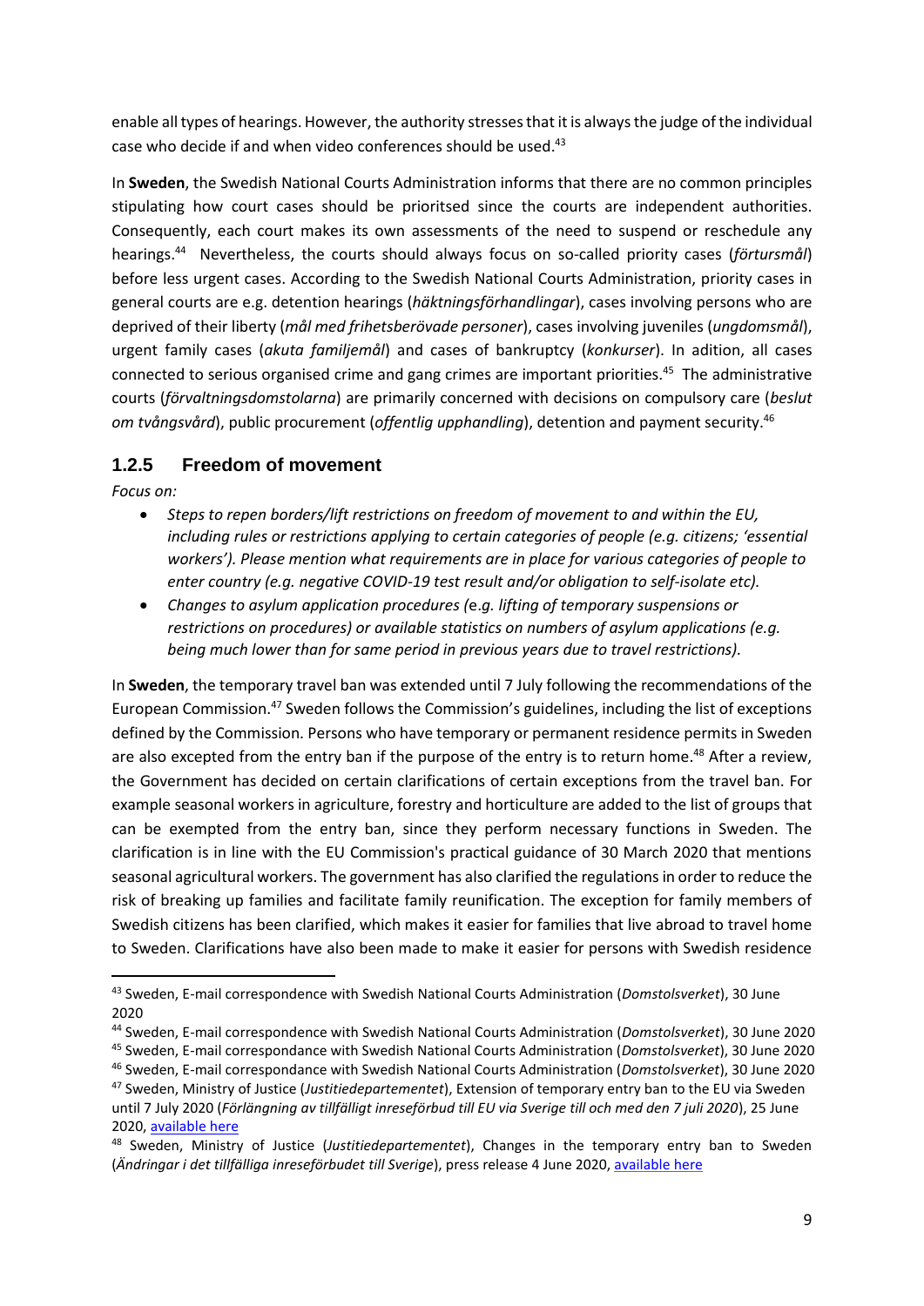enable all types of hearings. However, the authority stresses that it is always the judge of the individual case who decide if and when video conferences should be used.[43]

In **Sweden**, the Swedish National Courts Administration informs that there are no common principles stipulating how court cases should be prioritsed since the courts are independent authorities. Consequently, each court makes its own assessments of the need to suspend or reschedule any hearings.[44] Nevertheless, the courts should always focus on so-called priority cases (*förtursmål*) before less urgent cases. According to the Swedish National Courts Administration, priority cases in general courts are e.g. detention hearings (*häktningsförhandlingar*), cases involving persons who are deprived of their liberty (*mål med frihetsberövade personer*), cases involving juveniles (*ungdomsmål*), urgent family cases (*akuta familjemål*) and cases of bankruptcy (*konkurser*). In adition, all cases connected to serious organised crime and gang crimes are important priorities.[45] The administrative courts (*förvaltningsdomstolarna*) are primarily concerned with decisions on compulsory care (*beslut om tvångsvård*), public procurement (*offentlig upphandling*), detention and payment security.[46]

### 1.2.5 Freedom of movement

*Focus on:*

- *Steps to repen borders/lift restrictions on freedom of movement to and within the EU, including rules or restrictions applying to certain categories of people (e.g. citizens; 'essential workers'). Please mention what requirements are in place for various categories of people to enter country (e.g. negative COVID-19 test result and/or obligation to self-isolate etc).*
- *Changes to asylum application procedures (*e.g. *lifting of temporary suspensions or restrictions on procedures) or available statistics on numbers of asylum applications (e.g. being much lower than for same period in previous years due to travel restrictions).*

In **Sweden**, the temporary travel ban was extended until 7 July following the recommendations of the European Commission.[47] Sweden follows the Commission's guidelines, including the list of exceptions defined by the Commission. Persons who have temporary or permanent residence permits in Sweden are also excepted from the entry ban if the purpose of the entry is to return home.[48] After a review, the Government has decided on certain clarifications of certain exceptions from the travel ban. For example seasonal workers in agriculture, forestry and horticulture are added to the list of groups that can be exempted from the entry ban, since they perform necessary functions in Sweden. The clarification is in line with the EU Commission's practical guidance of 30 March 2020 that mentions seasonal agricultural workers. The government has also clarified the regulations in order to reduce the risk of breaking up families and facilitate family reunification. The exception for family members of Swedish citizens has been clarified, which makes it easier for families that live abroad to travel home to Sweden. Clarifications have also been made to make it easier for persons with Swedish residence

---

[43] Sweden, E-mail correspondence with Swedish National Courts Administration (*Domstolsverket*), 30 June 2020

[44] Sweden, E-mail correspondence with Swedish National Courts Administration (*Domstolsverket*), 30 June 2020

[45] Sweden, E-mail correspondance with Swedish National Courts Administration (*Domstolsverket*), 30 June 2020

[46] Sweden, E-mail correspondance with Swedish National Courts Administration (*Domstolsverket*), 30 June 2020

[47] Sweden, Ministry of Justice (*Justitiedepartementet*), Extension of temporary entry ban to the EU via Sweden until 7 July 2020 (*Förlängning av tillfälligt inreseförbud till EU via Sverige till och med den 7 juli 2020*), 25 June 2020, available here

[48] Sweden, Ministry of Justice (*Justitiedepartementet*), Changes in the temporary entry ban to Sweden (*Ändringar i det tillfälliga inreseförbudet till Sverige*), press release 4 June 2020, available here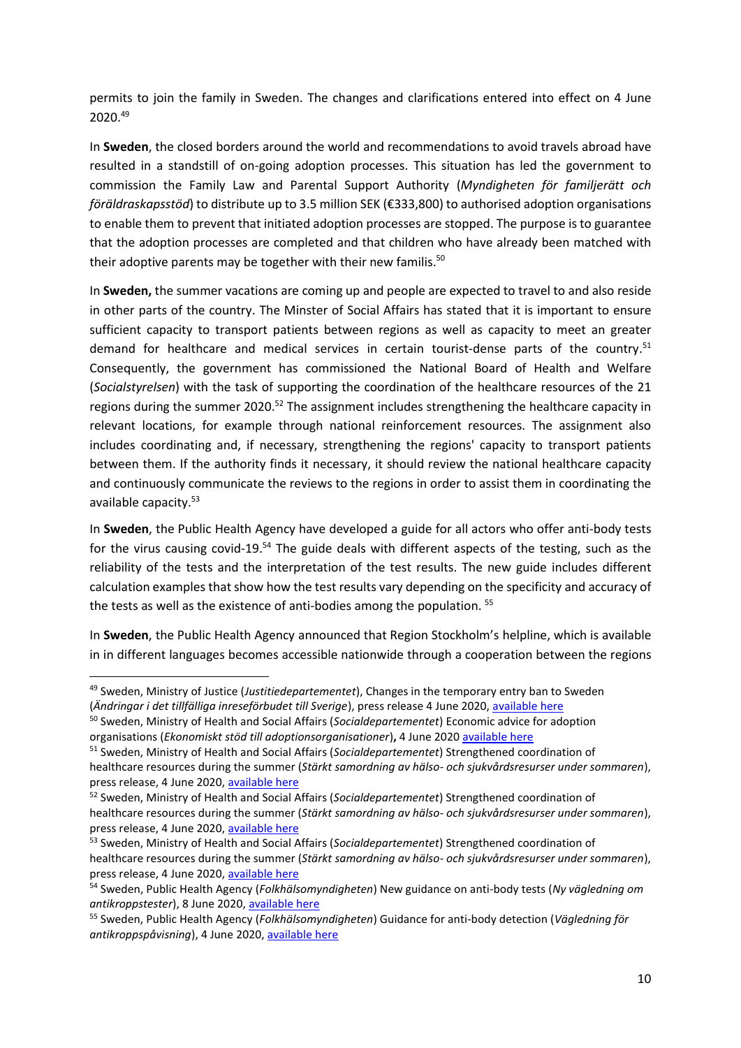permits to join the family in Sweden. The changes and clarifications entered into effect on 4 June 2020.[49]

In **Sweden**, the closed borders around the world and recommendations to avoid travels abroad have resulted in a standstill of on-going adoption processes. This situation has led the government to commission the Family Law and Parental Support Authority (*Myndigheten för familjerätt och föräldraskapsstöd*) to distribute up to 3.5 million SEK (€333,800) to authorised adoption organisations to enable them to prevent that initiated adoption processes are stopped. The purpose is to guarantee that the adoption processes are completed and that children who have already been matched with their adoptive parents may be together with their new familis.[50]

In **Sweden,** the summer vacations are coming up and people are expected to travel to and also reside in other parts of the country. The Minster of Social Affairs has stated that it is important to ensure sufficient capacity to transport patients between regions as well as capacity to meet an greater demand for healthcare and medical services in certain tourist-dense parts of the country.[51] Consequently, the government has commissioned the National Board of Health and Welfare (*Socialstyrelsen*) with the task of supporting the coordination of the healthcare resources of the 21 regions during the summer 2020.[52] The assignment includes strengthening the healthcare capacity in relevant locations, for example through national reinforcement resources. The assignment also includes coordinating and, if necessary, strengthening the regions' capacity to transport patients between them. If the authority finds it necessary, it should review the national healthcare capacity and continuously communicate the reviews to the regions in order to assist them in coordinating the available capacity.[53]

In **Sweden**, the Public Health Agency have developed a guide for all actors who offer anti-body tests for the virus causing covid-19.[54] The guide deals with different aspects of the testing, such as the reliability of the tests and the interpretation of the test results. The new guide includes different calculation examples that show how the test results vary depending on the specificity and accuracy of the tests as well as the existence of anti-bodies among the population. [55]

In **Sweden**, the Public Health Agency announced that Region Stockholm's helpline, which is available in in different languages becomes accessible nationwide through a cooperation between the regions

---

[49] Sweden, Ministry of Justice (*Justitiedepartementet*), Changes in the temporary entry ban to Sweden (*Ändringar i det tillfälliga inreseförbudet till Sverige*), press release 4 June 2020, available here

[50] Sweden, Ministry of Health and Social Affairs (*Socialdepartementet*) Economic advice for adoption organisations (*Ekonomiskt stöd till adoptionsorganisationer*)**,** 4 June 2020 available here

[51] Sweden, Ministry of Health and Social Affairs (*Socialdepartementet*) Strengthened coordination of healthcare resources during the summer (*Stärkt samordning av hälso- och sjukvårdsresurser under sommaren*), press release, 4 June 2020, available here

[52] Sweden, Ministry of Health and Social Affairs (*Socialdepartementet*) Strengthened coordination of healthcare resources during the summer (*Stärkt samordning av hälso- och sjukvårdsresurser under sommaren*), press release, 4 June 2020, available here

[53] Sweden, Ministry of Health and Social Affairs (*Socialdepartementet*) Strengthened coordination of healthcare resources during the summer (*Stärkt samordning av hälso- och sjukvårdsresurser under sommaren*), press release, 4 June 2020, available here

[54] Sweden, Public Health Agency (*Folkhälsomyndigheten*) New guidance on anti-body tests (*Ny vägledning om antikroppstester*), 8 June 2020, available here

[55] Sweden, Public Health Agency (*Folkhälsomyndigheten*) Guidance for anti-body detection (*Vägledning för antikroppspåvisning*), 4 June 2020, available here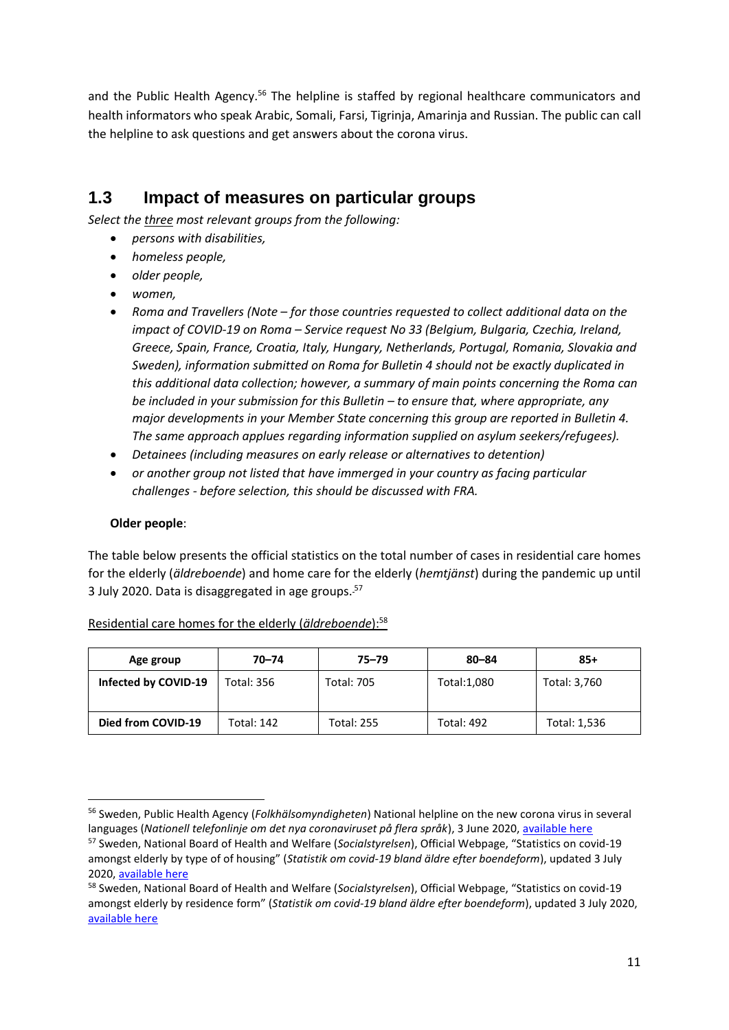and the Public Health Agency.[56] The helpline is staffed by regional healthcare communicators and health informators who speak Arabic, Somali, Farsi, Tigrinja, Amarinja and Russian. The public can call the helpline to ask questions and get answers about the corona virus.

## 1.3 Impact of measures on particular groups

*Select the three most relevant groups from the following:*

- *persons with disabilities,*
- *homeless people,*
- *older people,*
- *women,*
- *Roma and Travellers (Note – for those countries requested to collect additional data on the impact of COVID-19 on Roma – Service request No 33 (Belgium, Bulgaria, Czechia, Ireland, Greece, Spain, France, Croatia, Italy, Hungary, Netherlands, Portugal, Romania, Slovakia and Sweden), information submitted on Roma for Bulletin 4 should not be exactly duplicated in this additional data collection; however, a summary of main points concerning the Roma can be included in your submission for this Bulletin – to ensure that, where appropriate, any major developments in your Member State concerning this group are reported in Bulletin 4. The same approach applues regarding information supplied on asylum seekers/refugees).*
- *Detainees (including measures on early release or alternatives to detention)*
- *or another group not listed that have immerged in your country as facing particular challenges - before selection, this should be discussed with FRA.*

**Older people**:

The table below presents the official statistics on the total number of cases in residential care homes for the elderly (*äldreboende*) and home care for the elderly (*hemtjänst*) during the pandemic up until 3 July 2020. Data is disaggregated in age groups.[57]

Residential care homes for the elderly (*äldreboende*):[58]

| Age group | 70–74 | 75–79 | 80–84 | 85+ |
|---|---|---|---|---|
| **Infected by COVID-19** | Total: 356 | Total: 705 | Total:1,080 | Total: 3,760 |
| **Died from COVID-19** | Total: 142 | Total: 255 | Total: 492 | Total: 1,536 |

[56] Sweden, Public Health Agency (*Folkhälsomyndigheten*) National helpline on the new corona virus in several languages (*Nationell telefonlinje om det nya coronaviruset på flera språk*), 3 June 2020, available here

[57] Sweden, National Board of Health and Welfare (*Socialstyrelsen*), Official Webpage, "Statistics on covid-19 amongst elderly by type of of housing" (*Statistik om covid-19 bland äldre efter boendeform*), updated 3 July 2020, available here

[58] Sweden, National Board of Health and Welfare (*Socialstyrelsen*), Official Webpage, "Statistics on covid-19 amongst elderly by residence form" (*Statistik om covid-19 bland äldre efter boendeform*), updated 3 July 2020, available here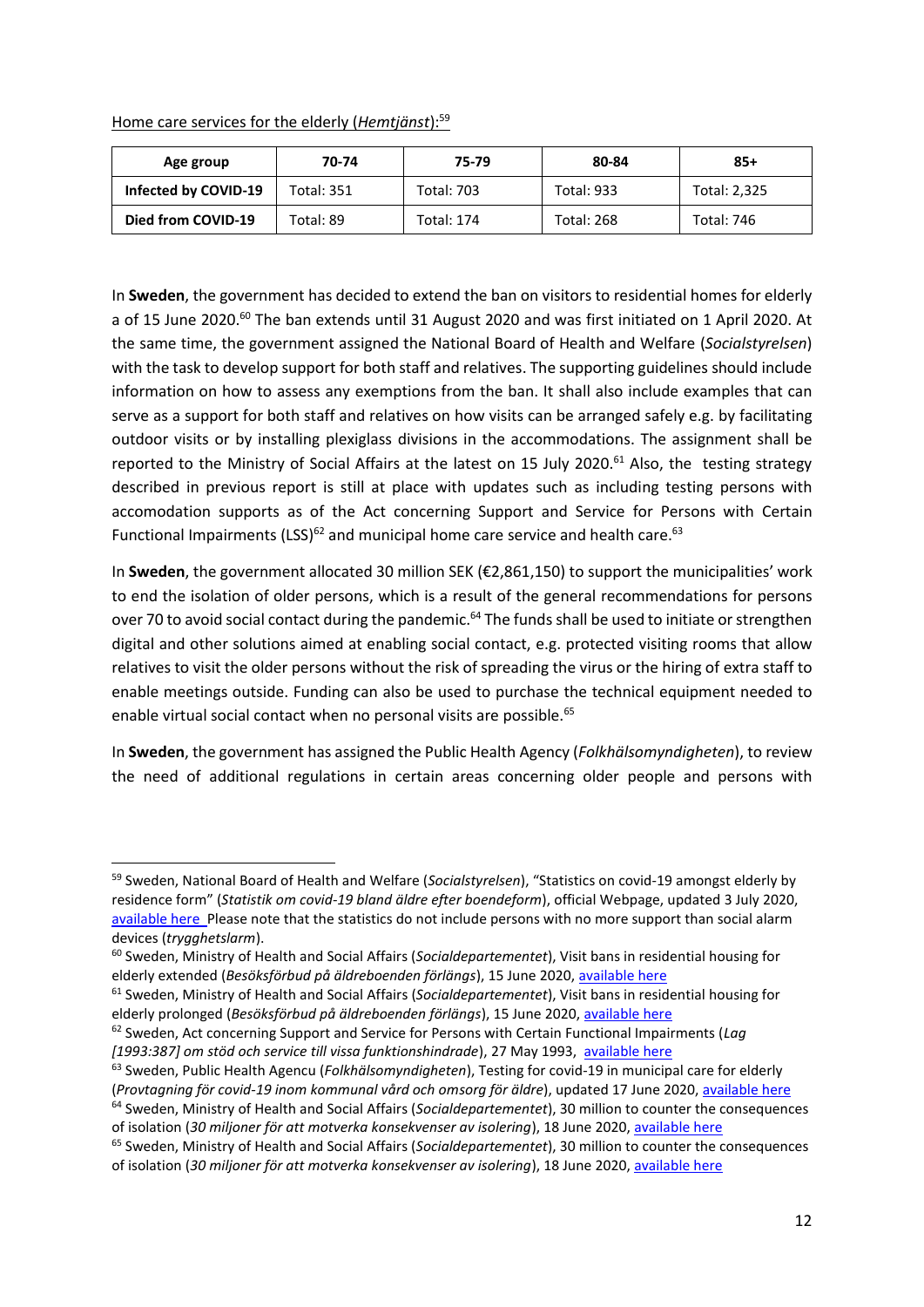Home care services for the elderly (*Hemtjänst*):[59]

| Age group | 70-74 | 75-79 | 80-84 | 85+ |
|---|---|---|---|---|
| **Infected by COVID-19** | Total: 351 | Total: 703 | Total: 933 | Total: 2,325 |
| **Died from COVID-19** | Total: 89 | Total: 174 | Total: 268 | Total: 746 |

In **Sweden**, the government has decided to extend the ban on visitors to residential homes for elderly a of 15 June 2020.[60] The ban extends until 31 August 2020 and was first initiated on 1 April 2020. At the same time, the government assigned the National Board of Health and Welfare (*Socialstyrelsen*) with the task to develop support for both staff and relatives. The supporting guidelines should include information on how to assess any exemptions from the ban. It shall also include examples that can serve as a support for both staff and relatives on how visits can be arranged safely e.g. by facilitating outdoor visits or by installing plexiglass divisions in the accommodations. The assignment shall be reported to the Ministry of Social Affairs at the latest on 15 July 2020.[61] Also, the testing strategy described in previous report is still at place with updates such as including testing persons with accomodation supports as of the Act concerning Support and Service for Persons with Certain Functional Impairments (LSS)[62] and municipal home care service and health care.[63]

In **Sweden**, the government allocated 30 million SEK (€2,861,150) to support the municipalities' work to end the isolation of older persons, which is a result of the general recommendations for persons over 70 to avoid social contact during the pandemic.[64] The funds shall be used to initiate or strengthen digital and other solutions aimed at enabling social contact, e.g. protected visiting rooms that allow relatives to visit the older persons without the risk of spreading the virus or the hiring of extra staff to enable meetings outside. Funding can also be used to purchase the technical equipment needed to enable virtual social contact when no personal visits are possible.[65]

In **Sweden**, the government has assigned the Public Health Agency (*Folkhälsomyndigheten*), to review the need of additional regulations in certain areas concerning older people and persons with

---

[59] Sweden, National Board of Health and Welfare (*Socialstyrelsen*), "Statistics on covid-19 amongst elderly by residence form" (*Statistik om covid-19 bland äldre efter boendeform*), official Webpage, updated 3 July 2020, available here Please note that the statistics do not include persons with no more support than social alarm devices (*trygghetslarm*).

[60] Sweden, Ministry of Health and Social Affairs (*Socialdepartementet*), Visit bans in residential housing for elderly extended (*Besöksförbud på äldreboenden förlängs*), 15 June 2020, available here

[61] Sweden, Ministry of Health and Social Affairs (*Socialdepartementet*), Visit bans in residential housing for elderly prolonged (*Besöksförbud på äldreboenden förlängs*), 15 June 2020, available here

[62] Sweden, Act concerning Support and Service for Persons with Certain Functional Impairments (*Lag [1993:387] om stöd och service till vissa funktionshindrade*), 27 May 1993, available here

[63] Sweden, Public Health Agencu (*Folkhälsomyndigheten*), Testing for covid-19 in municipal care for elderly (*Provtagning för covid-19 inom kommunal vård och omsorg för äldre*), updated 17 June 2020, available here

[64] Sweden, Ministry of Health and Social Affairs (*Socialdepartementet*), 30 million to counter the consequences of isolation (*30 miljoner för att motverka konsekvenser av isolering*), 18 June 2020, available here

[65] Sweden, Ministry of Health and Social Affairs (*Socialdepartementet*), 30 million to counter the consequences of isolation (*30 miljoner för att motverka konsekvenser av isolering*), 18 June 2020, available here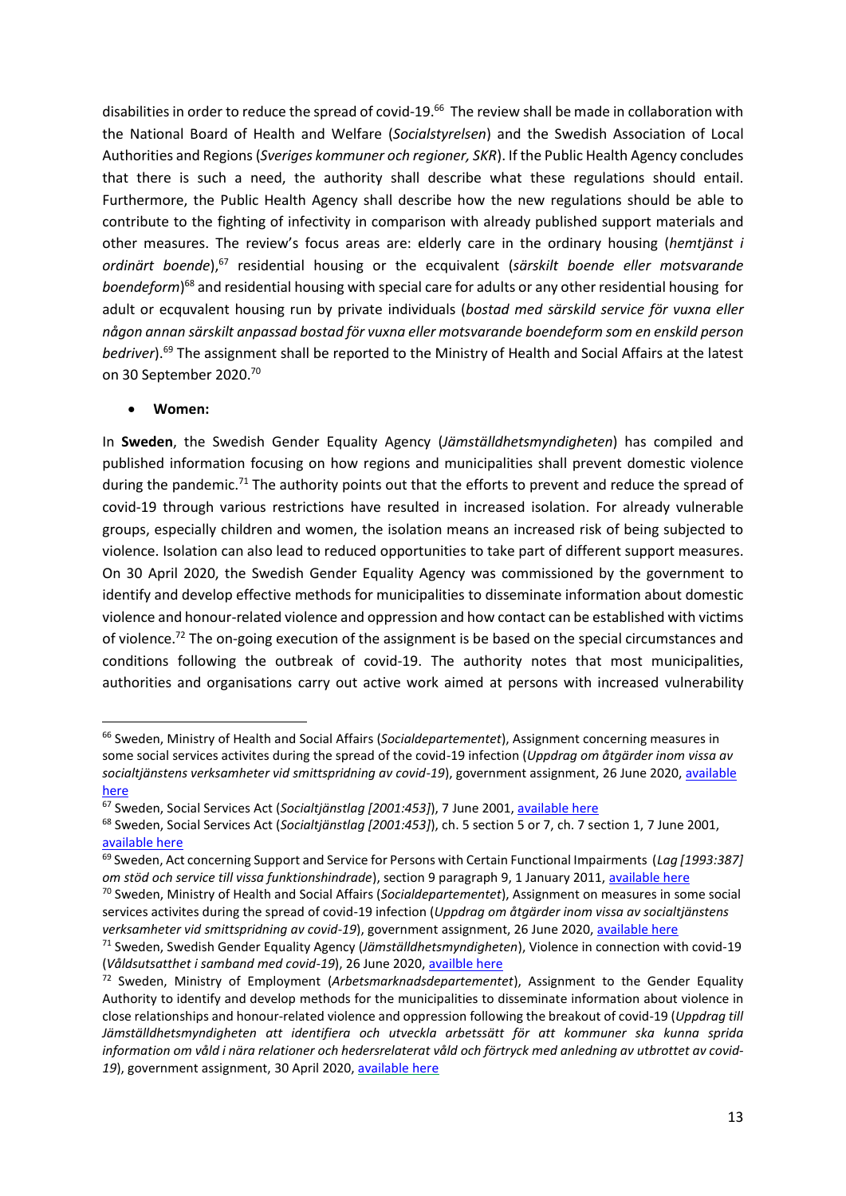disabilities in order to reduce the spread of covid-19.[66] The review shall be made in collaboration with the National Board of Health and Welfare (*Socialstyrelsen*) and the Swedish Association of Local Authorities and Regions (*Sveriges kommuner och regioner, SKR*). If the Public Health Agency concludes that there is such a need, the authority shall describe what these regulations should entail. Furthermore, the Public Health Agency shall describe how the new regulations should be able to contribute to the fighting of infectivity in comparison with already published support materials and other measures. The review's focus areas are: elderly care in the ordinary housing (*hemtjänst i ordinärt boende*),[67] residential housing or the equivalent (*särskilt boende eller motsvarande boendeform*)[68] and residential housing with special care for adults or any other residential housing for adult or ecquvalent housing run by private individuals (*bostad med särskild service för vuxna eller någon annan särskilt anpassad bostad för vuxna eller motsvarande boendeform som en enskild person bedriver*).[69] The assignment shall be reported to the Ministry of Health and Social Affairs at the latest on 30 September 2020.[70]

- **Women:**

In **Sweden**, the Swedish Gender Equality Agency (*Jämställdhetsmyndigheten*) has compiled and published information focusing on how regions and municipalities shall prevent domestic violence during the pandemic.[71] The authority points out that the efforts to prevent and reduce the spread of covid-19 through various restrictions have resulted in increased isolation. For already vulnerable groups, especially children and women, the isolation means an increased risk of being subjected to violence. Isolation can also lead to reduced opportunities to take part of different support measures. On 30 April 2020, the Swedish Gender Equality Agency was commissioned by the government to identify and develop effective methods for municipalities to disseminate information about domestic violence and honour-related violence and oppression and how contact can be established with victims of violence.[72] The on-going execution of the assignment is be based on the special circumstances and conditions following the outbreak of covid-19. The authority notes that most municipalities, authorities and organisations carry out active work aimed at persons with increased vulnerability

---

[66] Sweden, Ministry of Health and Social Affairs (*Socialdepartementet*), Assignment concerning measures in some social services activites during the spread of the covid-19 infection (*Uppdrag om åtgärder inom vissa av socialtjänstens verksamheter vid smittspridning av covid-19*), government assignment, 26 June 2020, available here

[67] Sweden, Social Services Act (*Socialtjänstlag [2001:453]*), 7 June 2001, available here

[68] Sweden, Social Services Act (*Socialtjänstlag [2001:453]*), ch. 5 section 5 or 7, ch. 7 section 1, 7 June 2001, available here

[69] Sweden, Act concerning Support and Service for Persons with Certain Functional Impairments (*Lag [1993:387] om stöd och service till vissa funktionshindrade*), section 9 paragraph 9, 1 January 2011, available here

[70] Sweden, Ministry of Health and Social Affairs (*Socialdepartementet*), Assignment on measures in some social services activites during the spread of covid-19 infection (*Uppdrag om åtgärder inom vissa av socialtjänstens verksamheter vid smittspridning av covid-19*), government assignment, 26 June 2020, available here

[71] Sweden, Swedish Gender Equality Agency (*Jämställdhetsmyndigheten*), Violence in connection with covid-19 (*Våldsutsatthet i samband med covid-19*), 26 June 2020, availble here

[72] Sweden, Ministry of Employment (*Arbetsmarknadsdepartementet*), Assignment to the Gender Equality Authority to identify and develop methods for the municipalities to disseminate information about violence in close relationships and honour-related violence and oppression following the breakout of covid-19 (*Uppdrag till Jämställdhetsmyndigheten att identifiera och utveckla arbetssätt för att kommuner ska kunna sprida information om våld i nära relationer och hedersrelaterat våld och förtryck med anledning av utbrottet av covid-19*), government assignment, 30 April 2020, available here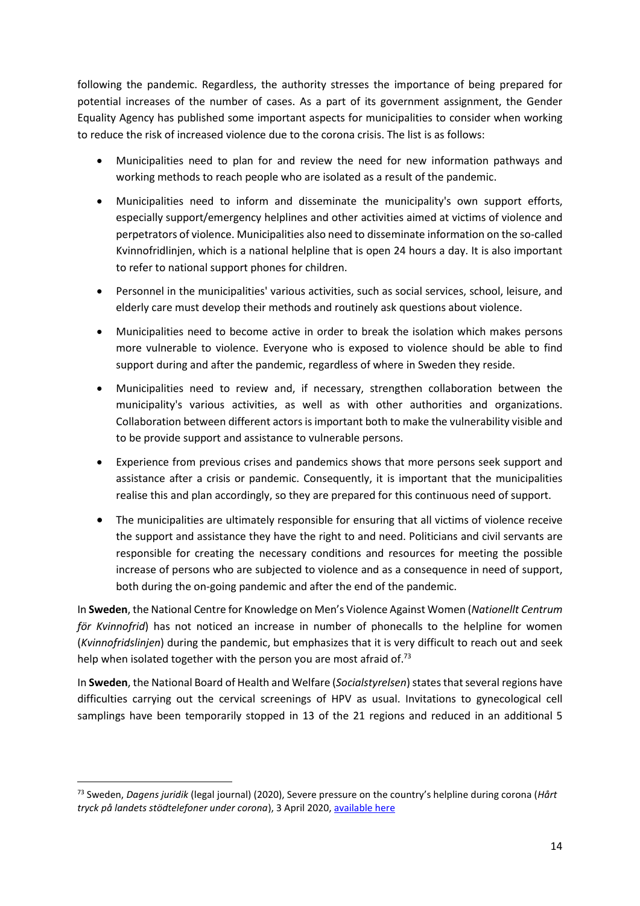following the pandemic. Regardless, the authority stresses the importance of being prepared for potential increases of the number of cases. As a part of its government assignment, the Gender Equality Agency has published some important aspects for municipalities to consider when working to reduce the risk of increased violence due to the corona crisis. The list is as follows:

- Municipalities need to plan for and review the need for new information pathways and working methods to reach people who are isolated as a result of the pandemic.
- Municipalities need to inform and disseminate the municipality's own support efforts, especially support/emergency helplines and other activities aimed at victims of violence and perpetrators of violence. Municipalities also need to disseminate information on the so-called Kvinnofridlinjen, which is a national helpline that is open 24 hours a day. It is also important to refer to national support phones for children.
- Personnel in the municipalities' various activities, such as social services, school, leisure, and elderly care must develop their methods and routinely ask questions about violence.
- Municipalities need to become active in order to break the isolation which makes persons more vulnerable to violence. Everyone who is exposed to violence should be able to find support during and after the pandemic, regardless of where in Sweden they reside.
- Municipalities need to review and, if necessary, strengthen collaboration between the municipality's various activities, as well as with other authorities and organizations. Collaboration between different actors is important both to make the vulnerability visible and to be provide support and assistance to vulnerable persons.
- Experience from previous crises and pandemics shows that more persons seek support and assistance after a crisis or pandemic. Consequently, it is important that the municipalities realise this and plan accordingly, so they are prepared for this continuous need of support.
- The municipalities are ultimately responsible for ensuring that all victims of violence receive the support and assistance they have the right to and need. Politicians and civil servants are responsible for creating the necessary conditions and resources for meeting the possible increase of persons who are subjected to violence and as a consequence in need of support, both during the on-going pandemic and after the end of the pandemic.

In **Sweden**, the National Centre for Knowledge on Men's Violence Against Women (*Nationellt Centrum för Kvinnofrid*) has not noticed an increase in number of phonecalls to the helpline for women (*Kvinnofridslinjen*) during the pandemic, but emphasizes that it is very difficult to reach out and seek help when isolated together with the person you are most afraid of.[73]

In **Sweden**, the National Board of Health and Welfare (*Socialstyrelsen*) states that several regions have difficulties carrying out the cervical screenings of HPV as usual. Invitations to gynecological cell samplings have been temporarily stopped in 13 of the 21 regions and reduced in an additional 5

---

[73] Sweden, *Dagens juridik* (legal journal) (2020), Severe pressure on the country's helpline during corona (*Hårt tryck på landets stödtelefoner under corona*), 3 April 2020, available here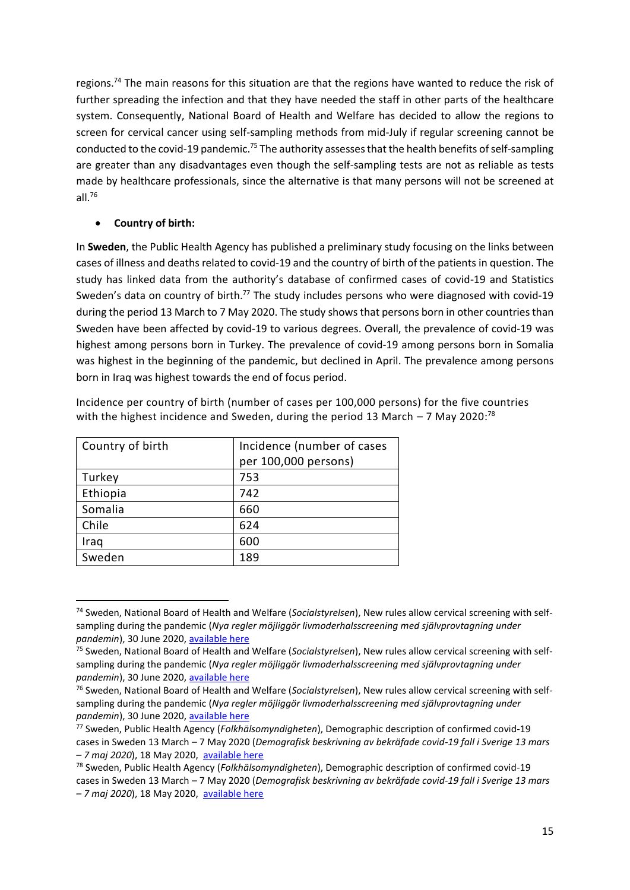regions.[74] The main reasons for this situation are that the regions have wanted to reduce the risk of further spreading the infection and that they have needed the staff in other parts of the healthcare system. Consequently, National Board of Health and Welfare has decided to allow the regions to screen for cervical cancer using self-sampling methods from mid-July if regular screening cannot be conducted to the covid-19 pandemic.[75] The authority assesses that the health benefits of self-sampling are greater than any disadvantages even though the self-sampling tests are not as reliable as tests made by healthcare professionals, since the alternative is that many persons will not be screened at all.[76]

- **Country of birth:**

In **Sweden**, the Public Health Agency has published a preliminary study focusing on the links between cases of illness and deaths related to covid-19 and the country of birth of the patients in question. The study has linked data from the authority's database of confirmed cases of covid-19 and Statistics Sweden's data on country of birth.[77] The study includes persons who were diagnosed with covid-19 during the period 13 March to 7 May 2020. The study shows that persons born in other countries than Sweden have been affected by covid-19 to various degrees. Overall, the prevalence of covid-19 was highest among persons born in Turkey. The prevalence of covid-19 among persons born in Somalia was highest in the beginning of the pandemic, but declined in April. The prevalence among persons born in Iraq was highest towards the end of focus period.

Incidence per country of birth (number of cases per 100,000 persons) for the five countries with the highest incidence and Sweden, during the period 13 March – 7 May 2020:[78]

| Country of birth | Incidence (number of cases per 100,000 persons) |
|---|---|
| Turkey | 753 |
| Ethiopia | 742 |
| Somalia | 660 |
| Chile | 624 |
| Iraq | 600 |
| Sweden | 189 |

---

[74] Sweden, National Board of Health and Welfare (*Socialstyrelsen*), New rules allow cervical screening with self-sampling during the pandemic (*Nya regler möjliggör livmoderhalsscreening med självprovtagning under pandemin*), 30 June 2020, available here

[75] Sweden, National Board of Health and Welfare (*Socialstyrelsen*), New rules allow cervical screening with self-sampling during the pandemic (*Nya regler möjliggör livmoderhalsscreening med självprovtagning under pandemin*), 30 June 2020, available here

[76] Sweden, National Board of Health and Welfare (*Socialstyrelsen*), New rules allow cervical screening with self-sampling during the pandemic (*Nya regler möjliggör livmoderhalsscreening med självprovtagning under pandemin*), 30 June 2020, available here

[77] Sweden, Public Health Agency (*Folkhälsomyndigheten*), Demographic description of confirmed covid-19 cases in Sweden 13 March – 7 May 2020 (*Demografisk beskrivning av bekräfade covid-19 fall i Sverige 13 mars – 7 maj 2020*), 18 May 2020, available here

[78] Sweden, Public Health Agency (*Folkhälsomyndigheten*), Demographic description of confirmed covid-19 cases in Sweden 13 March – 7 May 2020 (*Demografisk beskrivning av bekräfade covid-19 fall i Sverige 13 mars – 7 maj 2020*), 18 May 2020, available here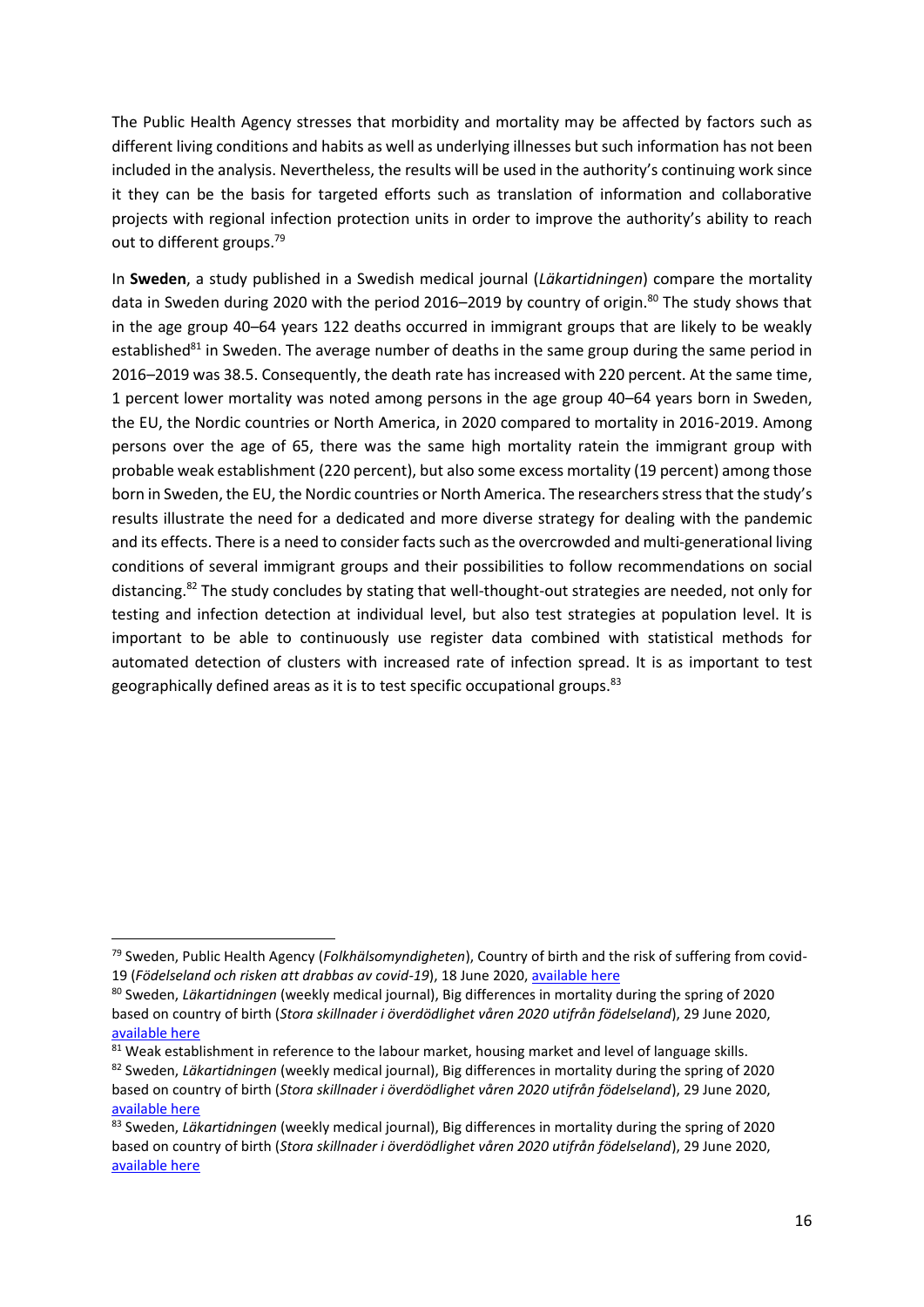The Public Health Agency stresses that morbidity and mortality may be affected by factors such as different living conditions and habits as well as underlying illnesses but such information has not been included in the analysis. Nevertheless, the results will be used in the authority's continuing work since it they can be the basis for targeted efforts such as translation of information and collaborative projects with regional infection protection units in order to improve the authority's ability to reach out to different groups.[79]

In **Sweden**, a study published in a Swedish medical journal (*Läkartidningen*) compare the mortality data in Sweden during 2020 with the period 2016–2019 by country of origin.[80] The study shows that in the age group 40–64 years 122 deaths occurred in immigrant groups that are likely to be weakly established[81] in Sweden. The average number of deaths in the same group during the same period in 2016–2019 was 38.5. Consequently, the death rate has increased with 220 percent. At the same time, 1 percent lower mortality was noted among persons in the age group 40–64 years born in Sweden, the EU, the Nordic countries or North America, in 2020 compared to mortality in 2016-2019. Among persons over the age of 65, there was the same high mortality ratein the immigrant group with probable weak establishment (220 percent), but also some excess mortality (19 percent) among those born in Sweden, the EU, the Nordic countries or North America. The researchers stress that the study's results illustrate the need for a dedicated and more diverse strategy for dealing with the pandemic and its effects. There is a need to consider facts such as the overcrowded and multi-generational living conditions of several immigrant groups and their possibilities to follow recommendations on social distancing.[82] The study concludes by stating that well-thought-out strategies are needed, not only for testing and infection detection at individual level, but also test strategies at population level. It is important to be able to continuously use register data combined with statistical methods for automated detection of clusters with increased rate of infection spread. It is as important to test geographically defined areas as it is to test specific occupational groups.[83]

---

[79] Sweden, Public Health Agency (*Folkhälsomyndigheten*), Country of birth and the risk of suffering from covid-19 (*Födelseland och risken att drabbas av covid-19*), 18 June 2020, available here

[80] Sweden, *Läkartidningen* (weekly medical journal), Big differences in mortality during the spring of 2020 based on country of birth (*Stora skillnader i överdödlighet våren 2020 utifrån födelseland*), 29 June 2020, available here

[81] Weak establishment in reference to the labour market, housing market and level of language skills.

[82] Sweden, *Läkartidningen* (weekly medical journal), Big differences in mortality during the spring of 2020 based on country of birth (*Stora skillnader i överdödlighet våren 2020 utifrån födelseland*), 29 June 2020, available here

[83] Sweden, *Läkartidningen* (weekly medical journal), Big differences in mortality during the spring of 2020 based on country of birth (*Stora skillnader i överdödlighet våren 2020 utifrån födelseland*), 29 June 2020, available here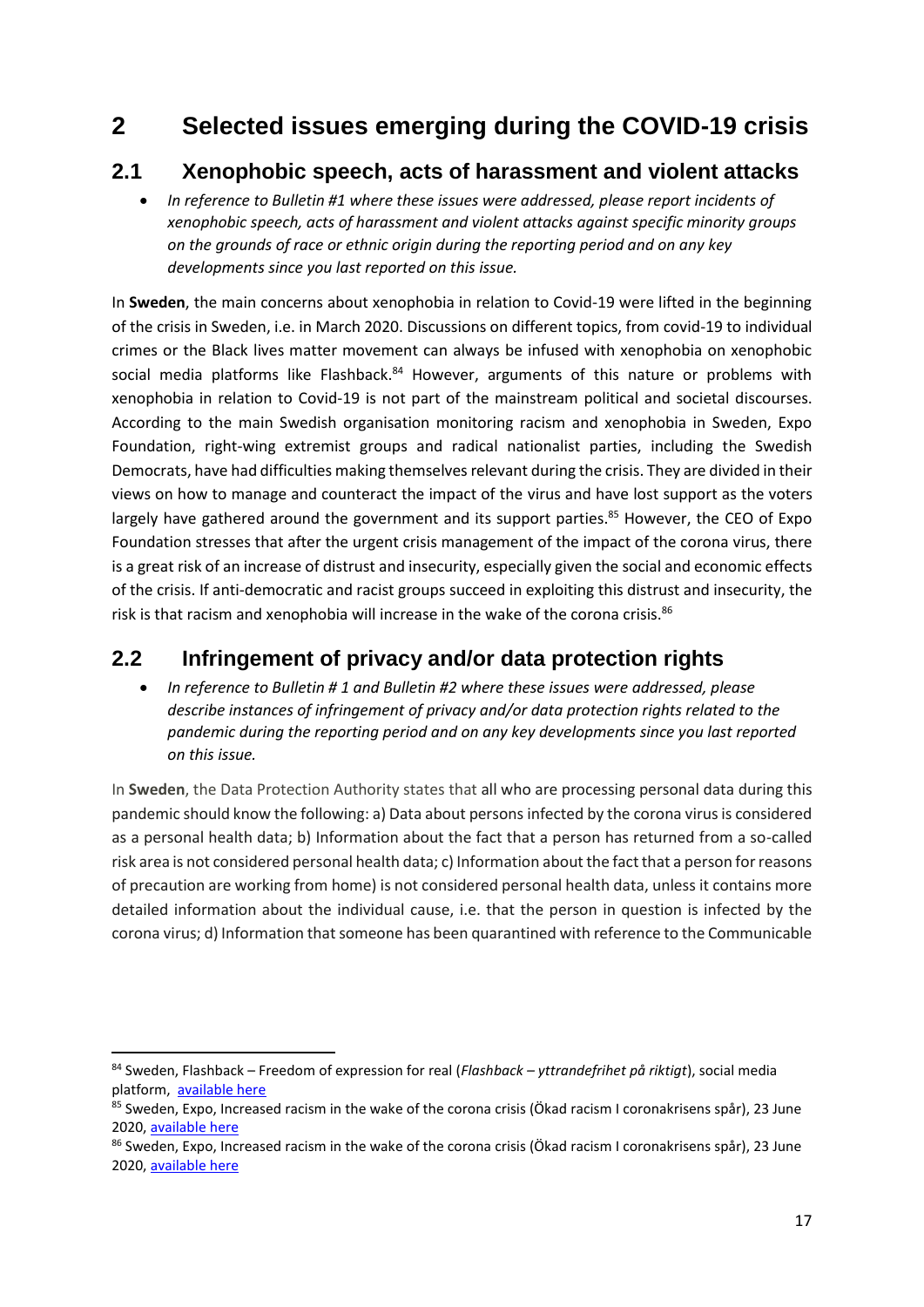# 2 Selected issues emerging during the COVID-19 crisis

## 2.1 Xenophobic speech, acts of harassment and violent attacks

- *In reference to Bulletin #1 where these issues were addressed, please report incidents of xenophobic speech, acts of harassment and violent attacks against specific minority groups on the grounds of race or ethnic origin during the reporting period and on any key developments since you last reported on this issue.*

In **Sweden**, the main concerns about xenophobia in relation to Covid-19 were lifted in the beginning of the crisis in Sweden, i.e. in March 2020. Discussions on different topics, from covid-19 to individual crimes or the Black lives matter movement can always be infused with xenophobia on xenophobic social media platforms like Flashback.[84] However, arguments of this nature or problems with xenophobia in relation to Covid-19 is not part of the mainstream political and societal discourses. According to the main Swedish organisation monitoring racism and xenophobia in Sweden, Expo Foundation, right-wing extremist groups and radical nationalist parties, including the Swedish Democrats, have had difficulties making themselves relevant during the crisis. They are divided in their views on how to manage and counteract the impact of the virus and have lost support as the voters largely have gathered around the government and its support parties.[85] However, the CEO of Expo Foundation stresses that after the urgent crisis management of the impact of the corona virus, there is a great risk of an increase of distrust and insecurity, especially given the social and economic effects of the crisis. If anti-democratic and racist groups succeed in exploiting this distrust and insecurity, the risk is that racism and xenophobia will increase in the wake of the corona crisis.[86]

## 2.2 Infringement of privacy and/or data protection rights

- *In reference to Bulletin # 1 and Bulletin #2 where these issues were addressed, please describe instances of infringement of privacy and/or data protection rights related to the pandemic during the reporting period and on any key developments since you last reported on this issue.*

In **Sweden**, the Data Protection Authority states that all who are processing personal data during this pandemic should know the following: a) Data about persons infected by the corona virus is considered as a personal health data; b) Information about the fact that a person has returned from a so-called risk area is not considered personal health data; c) Information about the fact that a person for reasons of precaution are working from home) is not considered personal health data, unless it contains more detailed information about the individual cause, i.e. that the person in question is infected by the corona virus; d) Information that someone has been quarantined with reference to the Communicable

---

[84] Sweden, Flashback – Freedom of expression for real (*Flashback – yttrandefrihet på riktigt*), social media platform, available here

[85] Sweden, Expo, Increased racism in the wake of the corona crisis (Ökad racism I coronakrisens spår), 23 June 2020, available here

[86] Sweden, Expo, Increased racism in the wake of the corona crisis (Ökad racism I coronakrisens spår), 23 June 2020, available here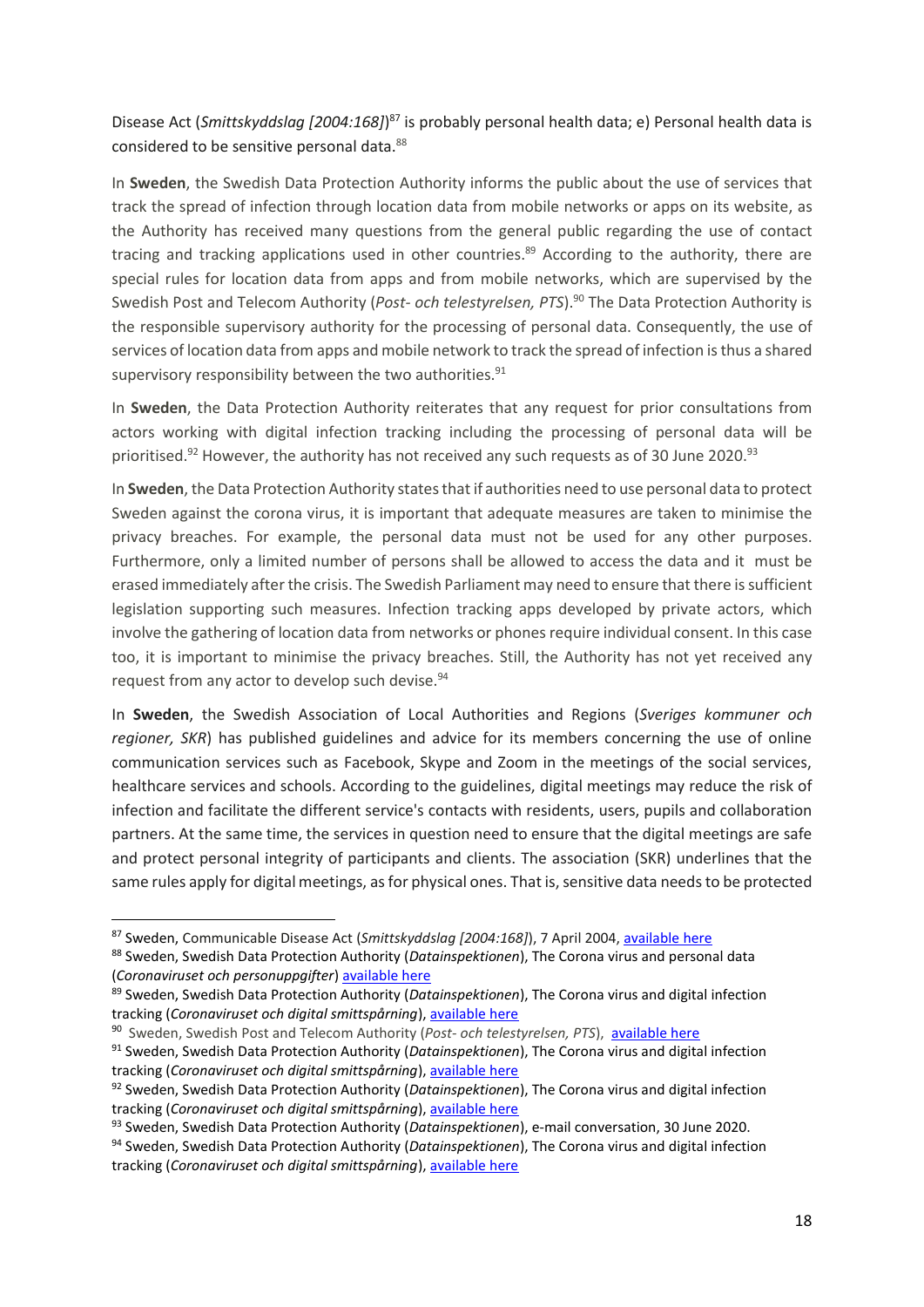Disease Act (*Smittskyddslag [2004:168]*)[87] is probably personal health data; e) Personal health data is considered to be sensitive personal data.[88]

In **Sweden**, the Swedish Data Protection Authority informs the public about the use of services that track the spread of infection through location data from mobile networks or apps on its website, as the Authority has received many questions from the general public regarding the use of contact tracing and tracking applications used in other countries.[89] According to the authority, there are special rules for location data from apps and from mobile networks, which are supervised by the Swedish Post and Telecom Authority (*Post- och telestyrelsen, PTS*).[90] The Data Protection Authority is the responsible supervisory authority for the processing of personal data. Consequently, the use of services of location data from apps and mobile network to track the spread of infection is thus a shared supervisory responsibility between the two authorities.[91]

In **Sweden**, the Data Protection Authority reiterates that any request for prior consultations from actors working with digital infection tracking including the processing of personal data will be prioritised.[92] However, the authority has not received any such requests as of 30 June 2020.[93]

In **Sweden**, the Data Protection Authority states that if authorities need to use personal data to protect Sweden against the corona virus, it is important that adequate measures are taken to minimise the privacy breaches. For example, the personal data must not be used for any other purposes. Furthermore, only a limited number of persons shall be allowed to access the data and it must be erased immediately after the crisis. The Swedish Parliament may need to ensure that there is sufficient legislation supporting such measures. Infection tracking apps developed by private actors, which involve the gathering of location data from networks or phones require individual consent. In this case too, it is important to minimise the privacy breaches. Still, the Authority has not yet received any request from any actor to develop such devise.[94]

In **Sweden**, the Swedish Association of Local Authorities and Regions (*Sveriges kommuner och regioner, SKR*) has published guidelines and advice for its members concerning the use of online communication services such as Facebook, Skype and Zoom in the meetings of the social services, healthcare services and schools. According to the guidelines, digital meetings may reduce the risk of infection and facilitate the different service's contacts with residents, users, pupils and collaboration partners. At the same time, the services in question need to ensure that the digital meetings are safe and protect personal integrity of participants and clients. The association (SKR) underlines that the same rules apply for digital meetings, as for physical ones. That is, sensitive data needs to be protected

---

[87] Sweden, Communicable Disease Act (*Smittskyddslag [2004:168]*), 7 April 2004, available here

[88] Sweden, Swedish Data Protection Authority (*Datainspektionen*), The Corona virus and personal data (*Coronaviruset och personuppgifter*) available here

[89] Sweden, Swedish Data Protection Authority (*Datainspektionen*), The Corona virus and digital infection tracking (*Coronaviruset och digital smittspårning*), available here

[90] Sweden, Swedish Post and Telecom Authority (*Post- och telestyrelsen, PTS*), available here

[91] Sweden, Swedish Data Protection Authority (*Datainspektionen*), The Corona virus and digital infection tracking (*Coronaviruset och digital smittspårning*), available here

[92] Sweden, Swedish Data Protection Authority (*Datainspektionen*), The Corona virus and digital infection tracking (*Coronaviruset och digital smittspårning*), available here

[93] Sweden, Swedish Data Protection Authority (*Datainspektionen*), e-mail conversation, 30 June 2020.

[94] Sweden, Swedish Data Protection Authority (*Datainspektionen*), The Corona virus and digital infection tracking (*Coronaviruset och digital smittspårning*), available here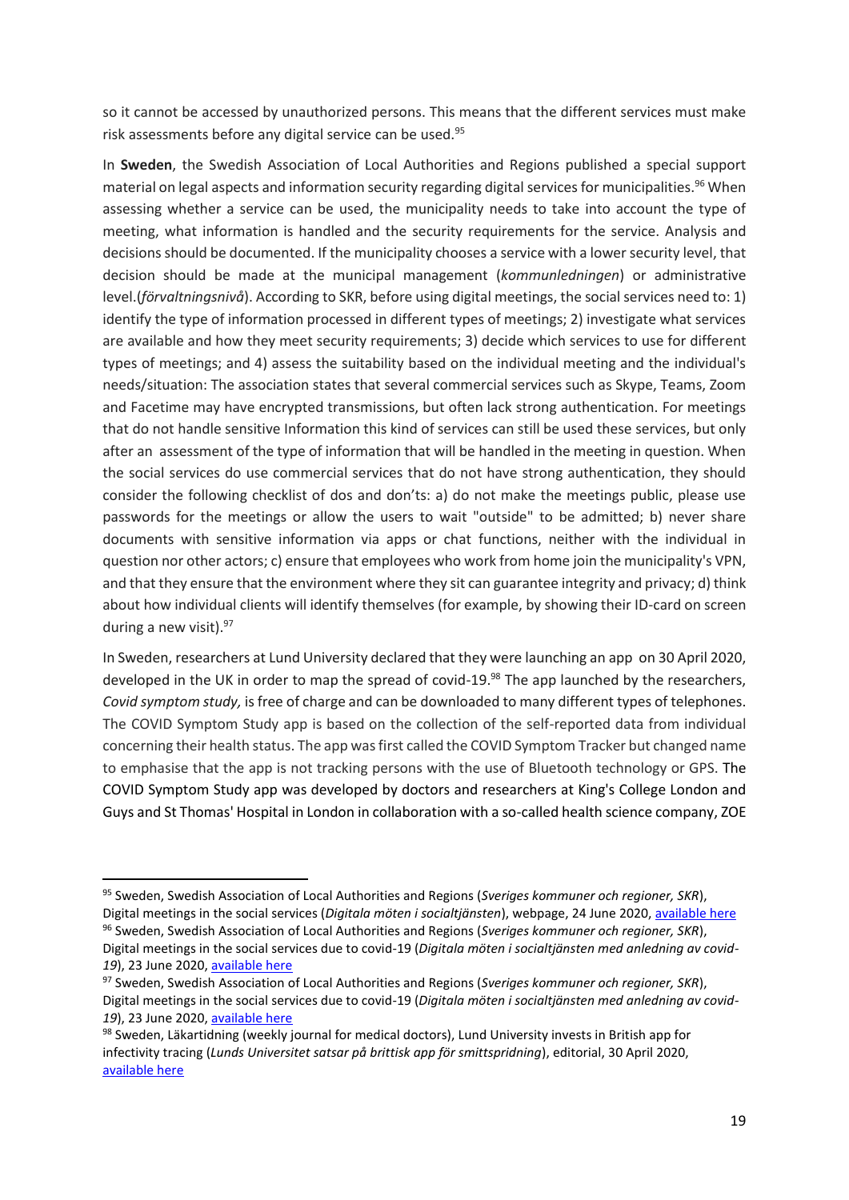so it cannot be accessed by unauthorized persons. This means that the different services must make risk assessments before any digital service can be used.[95]

In **Sweden**, the Swedish Association of Local Authorities and Regions published a special support material on legal aspects and information security regarding digital services for municipalities.[96] When assessing whether a service can be used, the municipality needs to take into account the type of meeting, what information is handled and the security requirements for the service. Analysis and decisions should be documented. If the municipality chooses a service with a lower security level, that decision should be made at the municipal management (*kommunledningen*) or administrative level.(*förvaltningsnivå*). According to SKR, before using digital meetings, the social services need to: 1) identify the type of information processed in different types of meetings; 2) investigate what services are available and how they meet security requirements; 3) decide which services to use for different types of meetings; and 4) assess the suitability based on the individual meeting and the individual's needs/situation: The association states that several commercial services such as Skype, Teams, Zoom and Facetime may have encrypted transmissions, but often lack strong authentication. For meetings that do not handle sensitive Information this kind of services can still be used these services, but only after an assessment of the type of information that will be handled in the meeting in question. When the social services do use commercial services that do not have strong authentication, they should consider the following checklist of dos and don'ts: a) do not make the meetings public, please use passwords for the meetings or allow the users to wait "outside" to be admitted; b) never share documents with sensitive information via apps or chat functions, neither with the individual in question nor other actors; c) ensure that employees who work from home join the municipality's VPN, and that they ensure that the environment where they sit can guarantee integrity and privacy; d) think about how individual clients will identify themselves (for example, by showing their ID-card on screen during a new visit).[97]

In Sweden, researchers at Lund University declared that they were launching an app on 30 April 2020, developed in the UK in order to map the spread of covid-19.[98] The app launched by the researchers, *Covid symptom study,* is free of charge and can be downloaded to many different types of telephones. The COVID Symptom Study app is based on the collection of the self-reported data from individual concerning their health status. The app was first called the COVID Symptom Tracker but changed name to emphasise that the app is not tracking persons with the use of Bluetooth technology or GPS. The COVID Symptom Study app was developed by doctors and researchers at King's College London and Guys and St Thomas' Hospital in London in collaboration with a so-called health science company, ZOE

---

[95] Sweden, Swedish Association of Local Authorities and Regions (*Sveriges kommuner och regioner, SKR*), Digital meetings in the social services (*Digitala möten i socialtjänsten*), webpage, 24 June 2020, available here

[96] Sweden, Swedish Association of Local Authorities and Regions (*Sveriges kommuner och regioner, SKR*), Digital meetings in the social services due to covid-19 (*Digitala möten i socialtjänsten med anledning av covid-19*), 23 June 2020, available here

[97] Sweden, Swedish Association of Local Authorities and Regions (*Sveriges kommuner och regioner, SKR*), Digital meetings in the social services due to covid-19 (*Digitala möten i socialtjänsten med anledning av covid-19*), 23 June 2020, available here

[98] Sweden, Läkartidning (weekly journal for medical doctors), Lund University invests in British app for infectivity tracing (*Lunds Universitet satsar på brittisk app för smittspridning*), editorial, 30 April 2020, available here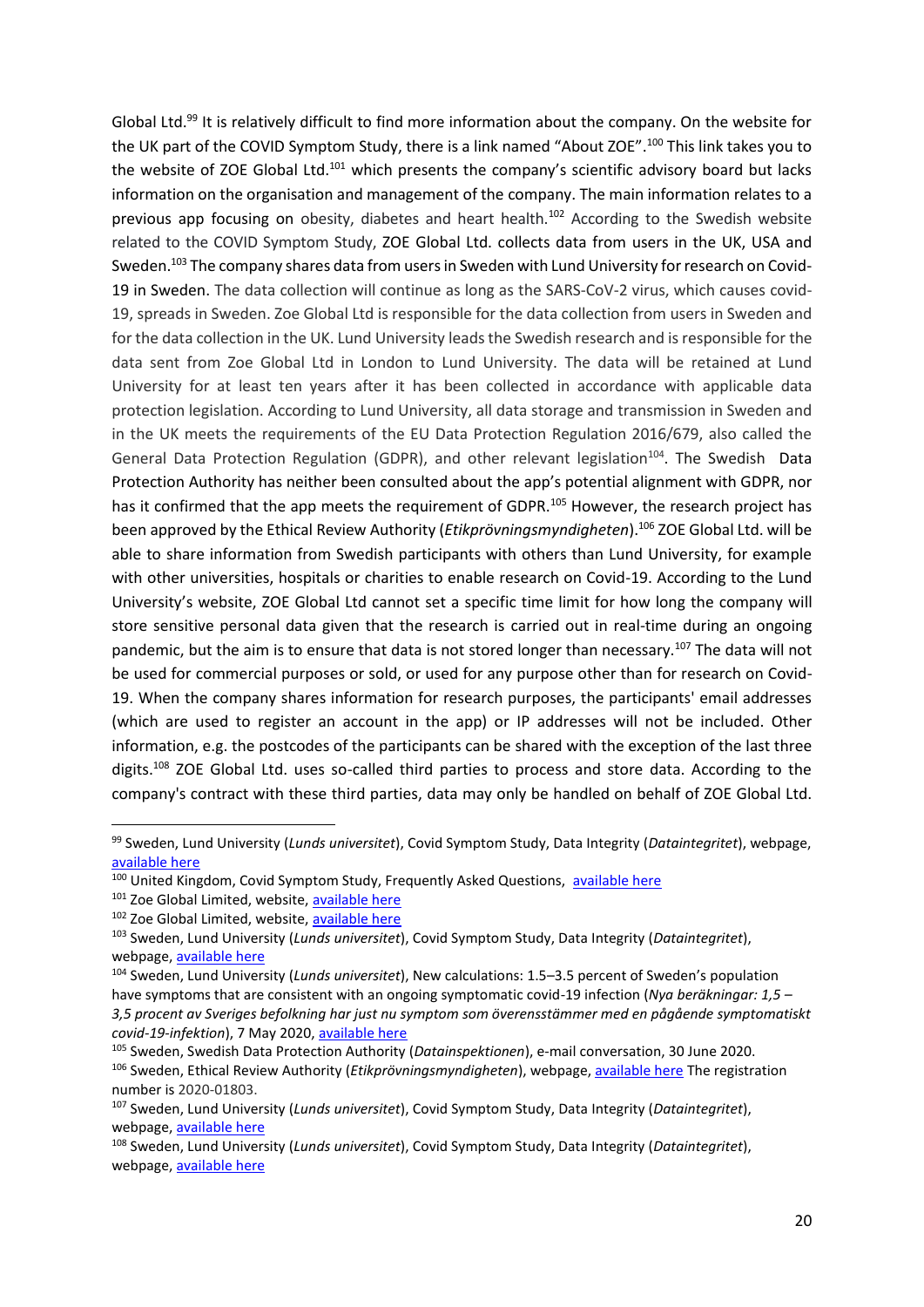Global Ltd.[99] It is relatively difficult to find more information about the company. On the website for the UK part of the COVID Symptom Study, there is a link named "About ZOE".[100] This link takes you to the website of ZOE Global Ltd.[101] which presents the company's scientific advisory board but lacks information on the organisation and management of the company. The main information relates to a previous app focusing on obesity, diabetes and heart health.[102] According to the Swedish website related to the COVID Symptom Study, ZOE Global Ltd. collects data from users in the UK, USA and Sweden.[103] The company shares data from users in Sweden with Lund University for research on Covid-19 in Sweden. The data collection will continue as long as the SARS-CoV-2 virus, which causes covid-19, spreads in Sweden. Zoe Global Ltd is responsible for the data collection from users in Sweden and for the data collection in the UK. Lund University leads the Swedish research and is responsible for the data sent from Zoe Global Ltd in London to Lund University. The data will be retained at Lund University for at least ten years after it has been collected in accordance with applicable data protection legislation. According to Lund University, all data storage and transmission in Sweden and in the UK meets the requirements of the EU Data Protection Regulation 2016/679, also called the General Data Protection Regulation (GDPR), and other relevant legislation[104]. The Swedish Data Protection Authority has neither been consulted about the app's potential alignment with GDPR, nor has it confirmed that the app meets the requirement of GDPR.[105] However, the research project has been approved by the Ethical Review Authority (*Etikprövningsmyndigheten*).[106] ZOE Global Ltd. will be able to share information from Swedish participants with others than Lund University, for example with other universities, hospitals or charities to enable research on Covid-19. According to the Lund University's website, ZOE Global Ltd cannot set a specific time limit for how long the company will store sensitive personal data given that the research is carried out in real-time during an ongoing pandemic, but the aim is to ensure that data is not stored longer than necessary.[107] The data will not be used for commercial purposes or sold, or used for any purpose other than for research on Covid-19. When the company shares information for research purposes, the participants' email addresses (which are used to register an account in the app) or IP addresses will not be included. Other information, e.g. the postcodes of the participants can be shared with the exception of the last three digits.[108] ZOE Global Ltd. uses so-called third parties to process and store data. According to the company's contract with these third parties, data may only be handled on behalf of ZOE Global Ltd.

---

[99] Sweden, Lund University (*Lunds universitet*), Covid Symptom Study, Data Integrity (*Dataintegritet*), webpage, available here

[100] United Kingdom, Covid Symptom Study, Frequently Asked Questions, available here

[101] Zoe Global Limited, website, available here

[102] Zoe Global Limited, website, available here

[103] Sweden, Lund University (*Lunds universitet*), Covid Symptom Study, Data Integrity (*Dataintegritet*), webpage, available here

[104] Sweden, Lund University (*Lunds universitet*), New calculations: 1.5–3.5 percent of Sweden's population have symptoms that are consistent with an ongoing symptomatic covid-19 infection (*Nya beräkningar: 1,5 – 3,5 procent av Sveriges befolkning har just nu symptom som överensstämmer med en pågående symptomatiskt covid-19-infektion*), 7 May 2020, available here

[105] Sweden, Swedish Data Protection Authority (*Datainspektionen*), e-mail conversation, 30 June 2020.

[106] Sweden, Ethical Review Authority (*Etikprövningsmyndigheten*), webpage, available here The registration number is 2020-01803.

[107] Sweden, Lund University (*Lunds universitet*), Covid Symptom Study, Data Integrity (*Dataintegritet*), webpage, available here

[108] Sweden, Lund University (*Lunds universitet*), Covid Symptom Study, Data Integrity (*Dataintegritet*), webpage, available here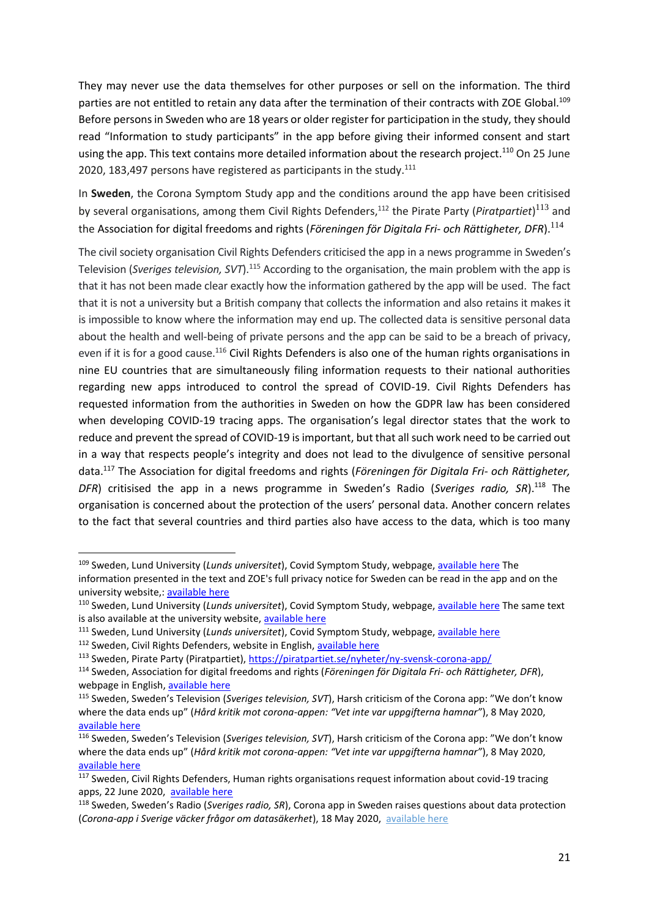They may never use the data themselves for other purposes or sell on the information. The third parties are not entitled to retain any data after the termination of their contracts with ZOE Global.[109] Before persons in Sweden who are 18 years or older register for participation in the study, they should read "Information to study participants" in the app before giving their informed consent and start using the app. This text contains more detailed information about the research project.[110] On 25 June 2020, 183,497 persons have registered as participants in the study.[111]

In **Sweden**, the Corona Symptom Study app and the conditions around the app have been critisised by several organisations, among them Civil Rights Defenders,[112] the Pirate Party (*Piratpartiet*)[113] and the Association for digital freedoms and rights (*Föreningen för Digitala Fri- och Rättigheter, DFR*).[114]

The civil society organisation Civil Rights Defenders criticised the app in a news programme in Sweden's Television (*Sveriges television, SVT*).[115] According to the organisation, the main problem with the app is that it has not been made clear exactly how the information gathered by the app will be used. The fact that it is not a university but a British company that collects the information and also retains it makes it is impossible to know where the information may end up. The collected data is sensitive personal data about the health and well-being of private persons and the app can be said to be a breach of privacy, even if it is for a good cause.[116] Civil Rights Defenders is also one of the human rights organisations in nine EU countries that are simultaneously filing information requests to their national authorities regarding new apps introduced to control the spread of COVID-19. Civil Rights Defenders has requested information from the authorities in Sweden on how the GDPR law has been considered when developing COVID-19 tracing apps. The organisation's legal director states that the work to reduce and prevent the spread of COVID-19 is important, but that all such work need to be carried out in a way that respects people's integrity and does not lead to the divulgence of sensitive personal data.[117] The Association for digital freedoms and rights (*Föreningen för Digitala Fri- och Rättigheter, DFR*) critisised the app in a news programme in Sweden's Radio (*Sveriges radio, SR*).[118] The organisation is concerned about the protection of the users' personal data. Another concern relates to the fact that several countries and third parties also have access to the data, which is too many

---

[109] Sweden, Lund University (*Lunds universitet*), Covid Symptom Study, webpage, available here The information presented in the text and ZOE's full privacy notice for Sweden can be read in the app and on the university website,: available here

[110] Sweden, Lund University (*Lunds universitet*), Covid Symptom Study, webpage, available here The same text is also available at the university website, available here

[111] Sweden, Lund University (*Lunds universitet*), Covid Symptom Study, webpage, available here

[112] Sweden, Civil Rights Defenders, website in English, available here

[113] Sweden, Pirate Party (Piratpartiet), https://piratpartiet.se/nyheter/ny-svensk-corona-app/

[114] Sweden, Association for digital freedoms and rights (*Föreningen för Digitala Fri- och Rättigheter, DFR*), webpage in English, available here

[115] Sweden, Sweden's Television (*Sveriges television, SVT*), Harsh criticism of the Corona app: "We don't know where the data ends up" (*Hård kritik mot corona-appen: "Vet inte var uppgifterna hamnar"*), 8 May 2020, available here

[116] Sweden, Sweden's Television (*Sveriges television, SVT*), Harsh criticism of the Corona app: "We don't know where the data ends up" (*Hård kritik mot corona-appen: "Vet inte var uppgifterna hamnar"*), 8 May 2020, available here

[117] Sweden, Civil Rights Defenders, Human rights organisations request information about covid-19 tracing apps, 22 June 2020, available here

[118] Sweden, Sweden's Radio (*Sveriges radio, SR*), Corona app in Sweden raises questions about data protection (*Corona-app i Sverige väcker frågor om datasäkerhet*), 18 May 2020, available here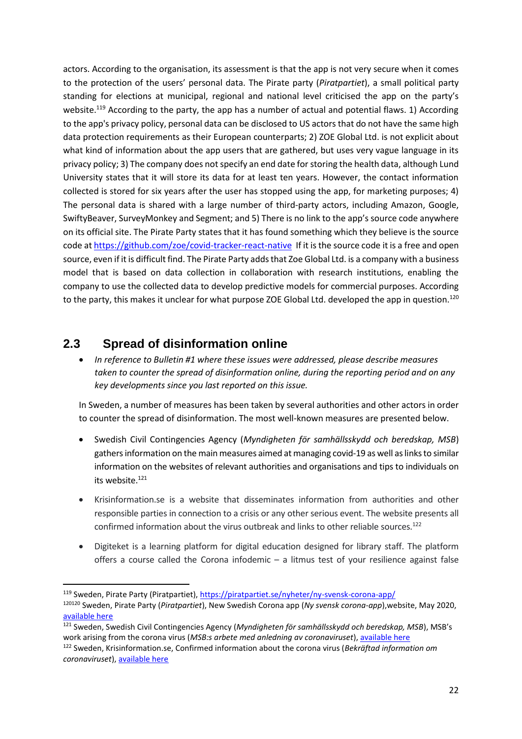actors. According to the organisation, its assessment is that the app is not very secure when it comes to the protection of the users' personal data. The Pirate party (*Piratpartiet*), a small political party standing for elections at municipal, regional and national level criticised the app on the party's website.[119] According to the party, the app has a number of actual and potential flaws. 1) According to the app's privacy policy, personal data can be disclosed to US actors that do not have the same high data protection requirements as their European counterparts; 2) ZOE Global Ltd. is not explicit about what kind of information about the app users that are gathered, but uses very vague language in its privacy policy; 3) The company does not specify an end date for storing the health data, although Lund University states that it will store its data for at least ten years. However, the contact information collected is stored for six years after the user has stopped using the app, for marketing purposes; 4) The personal data is shared with a large number of third-party actors, including Amazon, Google, SwiftyBeaver, SurveyMonkey and Segment; and 5) There is no link to the app's source code anywhere on its official site. The Pirate Party states that it has found something which they believe is the source code at https://github.com/zoe/covid-tracker-react-native If it is the source code it is a free and open source, even if it is difficult find. The Pirate Party adds that Zoe Global Ltd. is a company with a business model that is based on data collection in collaboration with research institutions, enabling the company to use the collected data to develop predictive models for commercial purposes. According to the party, this makes it unclear for what purpose ZOE Global Ltd. developed the app in question.[120]

## 2.3 Spread of disinformation online

- *In reference to Bulletin #1 where these issues were addressed, please describe measures taken to counter the spread of disinformation online, during the reporting period and on any key developments since you last reported on this issue.*

In Sweden, a number of measures has been taken by several authorities and other actors in order to counter the spread of disinformation. The most well-known measures are presented below.

- Swedish Civil Contingencies Agency (*Myndigheten för samhällsskydd och beredskap, MSB*) gathers information on the main measures aimed at managing covid-19 as well as links to similar information on the websites of relevant authorities and organisations and tips to individuals on its website.[121]
- Krisinformation.se is a website that disseminates information from authorities and other responsible parties in connection to a crisis or any other serious event. The website presents all confirmed information about the virus outbreak and links to other reliable sources.[122]
- Digiteket is a learning platform for digital education designed for library staff. The platform offers a course called the Corona infodemic – a litmus test of your resilience against false

---

[119] Sweden, Pirate Party (Piratpartiet), https://piratpartiet.se/nyheter/ny-svensk-corona-app/

[120] Sweden, Pirate Party (*Piratpartiet*), New Swedish Corona app (*Ny svensk corona-app*),website, May 2020, available here

[121] Sweden, Swedish Civil Contingencies Agency (*Myndigheten för samhällsskydd och beredskap, MSB*), MSB's work arising from the corona virus (*MSB:s arbete med anledning av coronaviruset*), available here

[122] Sweden, Krisinformation.se, Confirmed information about the corona virus (*Bekräftad information om coronaviruset*), available here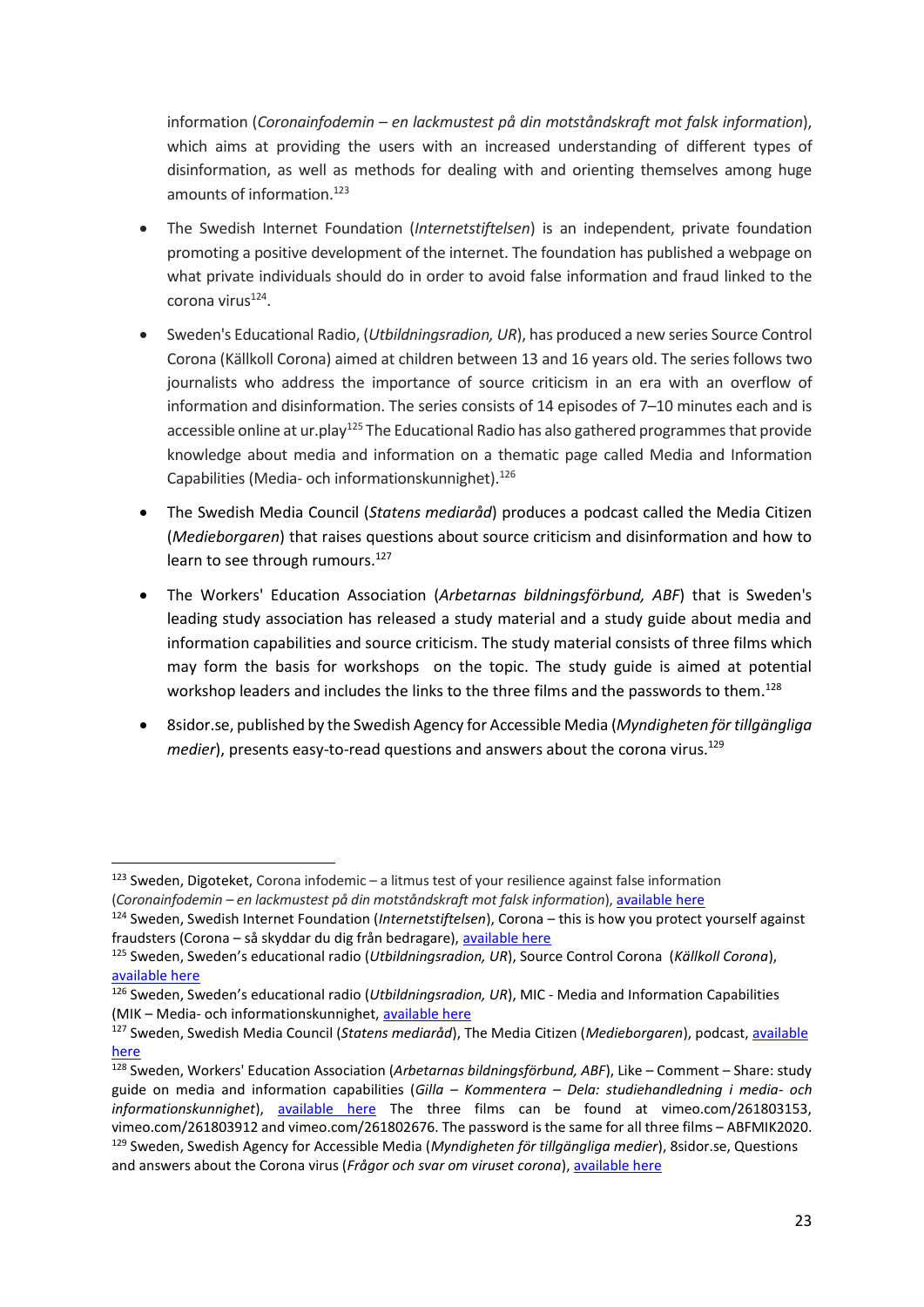information (*Coronainfodemin – en lackmustest på din motståndskraft mot falsk information*), which aims at providing the users with an increased understanding of different types of disinformation, as well as methods for dealing with and orienting themselves among huge amounts of information.[123]

- The Swedish Internet Foundation (*Internetstiftelsen*) is an independent, private foundation promoting a positive development of the internet. The foundation has published a webpage on what private individuals should do in order to avoid false information and fraud linked to the corona virus[124].

- Sweden's Educational Radio, (*Utbildningsradion, UR*), has produced a new series Source Control Corona (Källkoll Corona) aimed at children between 13 and 16 years old. The series follows two journalists who address the importance of source criticism in an era with an overflow of information and disinformation. The series consists of 14 episodes of 7–10 minutes each and is accessible online at ur.play[125] The Educational Radio has also gathered programmes that provide knowledge about media and information on a thematic page called Media and Information Capabilities (Media- och informationskunnighet).[126]

- The Swedish Media Council (*Statens medieråd*) produces a podcast called the Media Citizen (*Medieborgaren*) that raises questions about source criticism and disinformation and how to learn to see through rumours.[127]

- The Workers' Education Association (*Arbetarnas bildningsförbund, ABF*) that is Sweden's leading study association has released a study material and a study guide about media and information capabilities and source criticism. The study material consists of three films which may form the basis for workshops on the topic. The study guide is aimed at potential workshop leaders and includes the links to the three films and the passwords to them.[128]

- 8sidor.se, published by the Swedish Agency for Accessible Media (*Myndigheten för tillgängliga medier*), presents easy-to-read questions and answers about the corona virus.[129]

---

[123] Sweden, Digoteket, Corona infodemic – a litmus test of your resilience against false information (*Coronainfodemin – en lackmustest på din motståndskraft mot falsk information*), available here

[124] Sweden, Swedish Internet Foundation (*Internetstiftelsen*), Corona – this is how you protect yourself against fraudsters (Corona – så skyddar du dig från bedragare), available here

[125] Sweden, Sweden's educational radio (*Utbildningsradion, UR*), Source Control Corona (*Källkoll Corona*), available here

[126] Sweden, Sweden's educational radio (*Utbildningsradion, UR*), MIC - Media and Information Capabilities (MIK – Media- och informationskunnighet, available here

[127] Sweden, Swedish Media Council (*Statens medieråd*), The Media Citizen (*Medieborgaren*), podcast, available here

[128] Sweden, Workers' Education Association (*Arbetarnas bildningsförbund, ABF*), Like – Comment – Share: study guide on media and information capabilities (*Gilla – Kommentera – Dela: studiehandledning i media- och informationskunnighet*), available here The three films can be found at vimeo.com/261803153, vimeo.com/261803912 and vimeo.com/261802676. The password is the same for all three films – ABFMIK2020.

[129] Sweden, Swedish Agency for Accessible Media (*Myndigheten för tillgängliga medier*), 8sidor.se, Questions and answers about the Corona virus (*Frågor och svar om viruset corona*), available here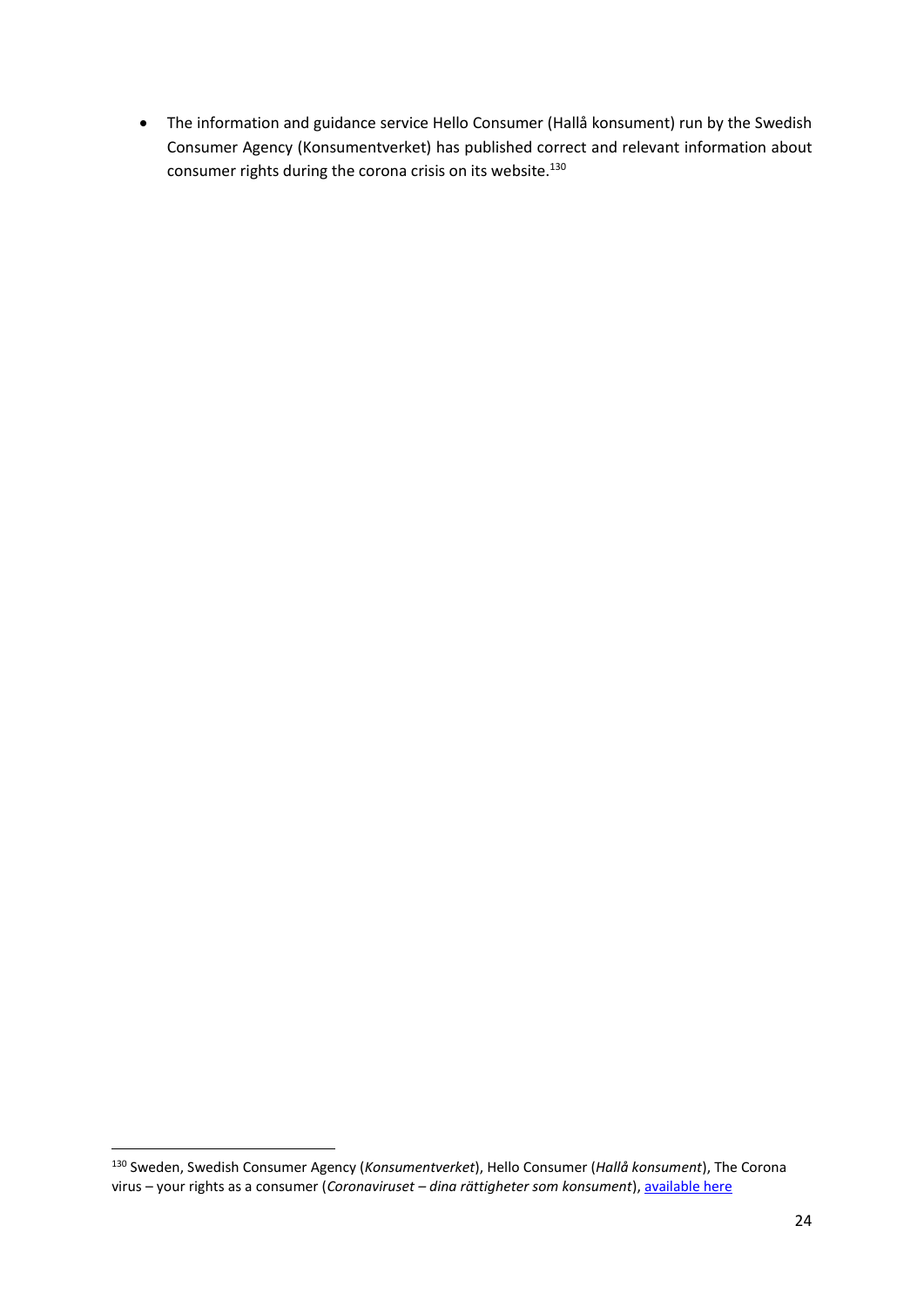- The information and guidance service Hello Consumer (Hallå konsument) run by the Swedish Consumer Agency (Konsumentverket) has published correct and relevant information about consumer rights during the corona crisis on its website.[130]

[130] Sweden, Swedish Consumer Agency (*Konsumentverket*), Hello Consumer (*Hallå konsument*), The Corona virus – your rights as a consumer (*Coronaviruset – dina rättigheter som konsument*), available here